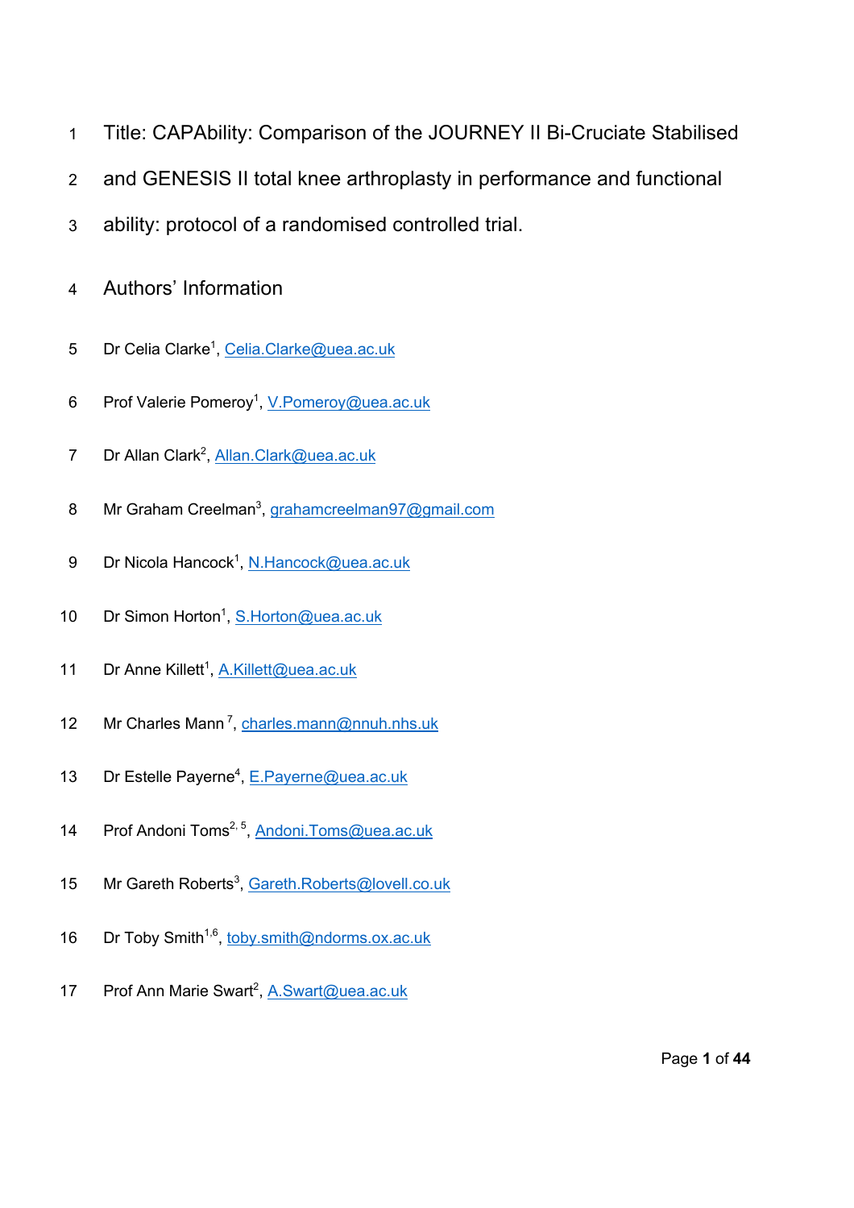# Title: CAPAbility: Comparison of the JOURNEY II Bi-Cruciate Stabilised and GENESIS II total knee arthroplasty in performance and functional ability: protocol of a randomised controlled trial.

## Authors' Information

Dr Celia Clarke[1], Celia.Clarke@uea.ac.uk

Prof Valerie Pomeroy[1], V.Pomeroy@uea.ac.uk

Dr Allan Clark[2], Allan.Clark@uea.ac.uk

Mr Graham Creelman[3], grahamcreelman97@gmail.com

Dr Nicola Hancock[1], N.Hancock@uea.ac.uk

Dr Simon Horton[1], S.Horton@uea.ac.uk

Dr Anne Killett[1], A.Killett@uea.ac.uk

Mr Charles Mann[7], charles.mann@nnuh.nhs.uk

Dr Estelle Payerne[4], E.Payerne@uea.ac.uk

Prof Andoni Toms[2, 5], Andoni.Toms@uea.ac.uk

Mr Gareth Roberts[3], Gareth.Roberts@lovell.co.uk

Dr Toby Smith[1,6], toby.smith@ndorms.ox.ac.uk

Prof Ann Marie Swart[2], A.Swart@uea.ac.uk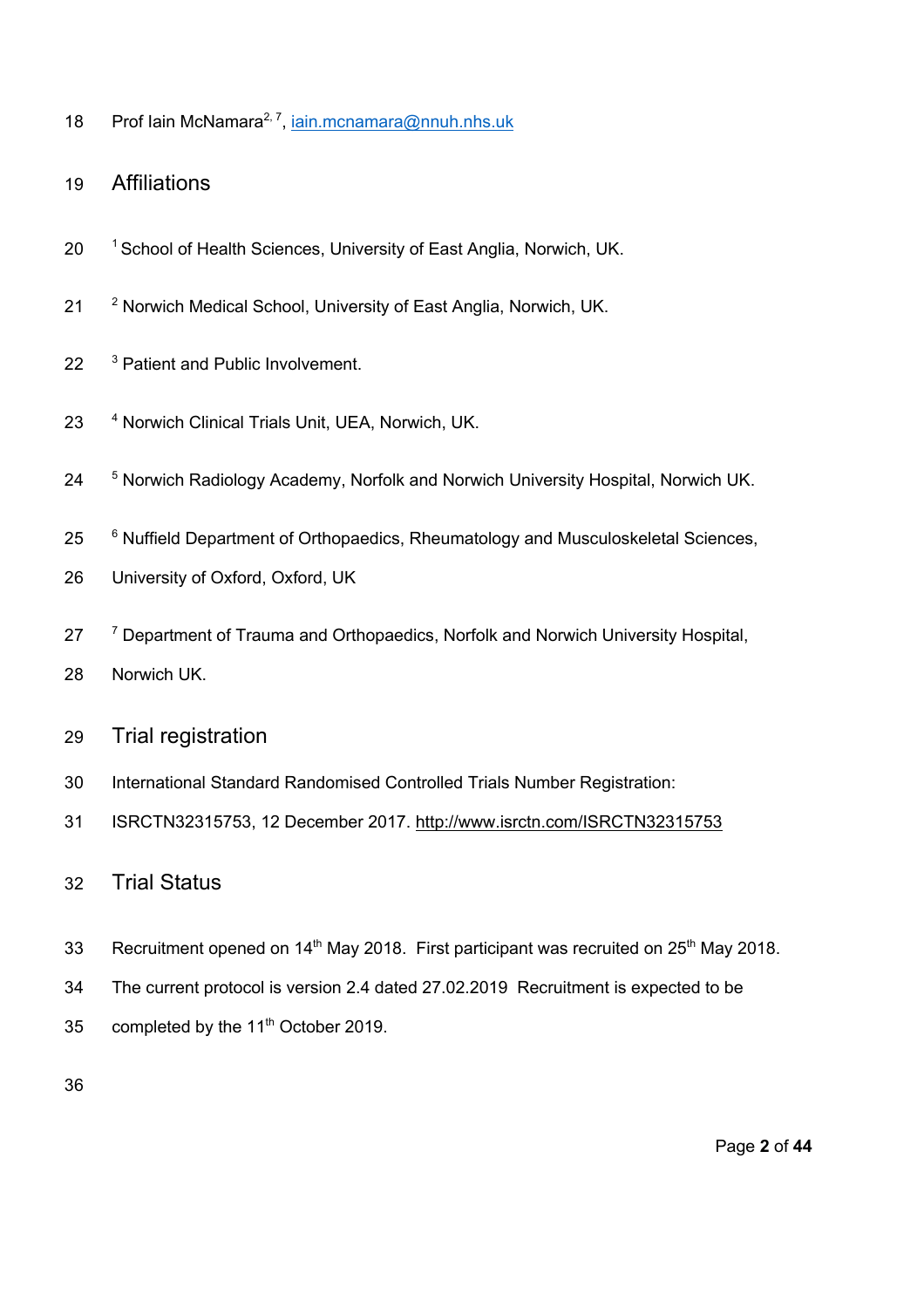Prof Iain McNamara[2, 7], iain.mcnamara@nnuh.nhs.uk

## Affiliations

[1] School of Health Sciences, University of East Anglia, Norwich, UK.

[2] Norwich Medical School, University of East Anglia, Norwich, UK.

[3] Patient and Public Involvement.

[4] Norwich Clinical Trials Unit, UEA, Norwich, UK.

[5] Norwich Radiology Academy, Norfolk and Norwich University Hospital, Norwich UK.

[6] Nuffield Department of Orthopaedics, Rheumatology and Musculoskeletal Sciences, University of Oxford, Oxford, UK

[7] Department of Trauma and Orthopaedics, Norfolk and Norwich University Hospital, Norwich UK.

## Trial registration

International Standard Randomised Controlled Trials Number Registration: ISRCTN32315753, 12 December 2017. http://www.isrctn.com/ISRCTN32315753

## Trial Status

Recruitment opened on 14th May 2018. First participant was recruited on 25th May 2018. The current protocol is version 2.4 dated 27.02.2019 Recruitment is expected to be completed by the 11th October 2019.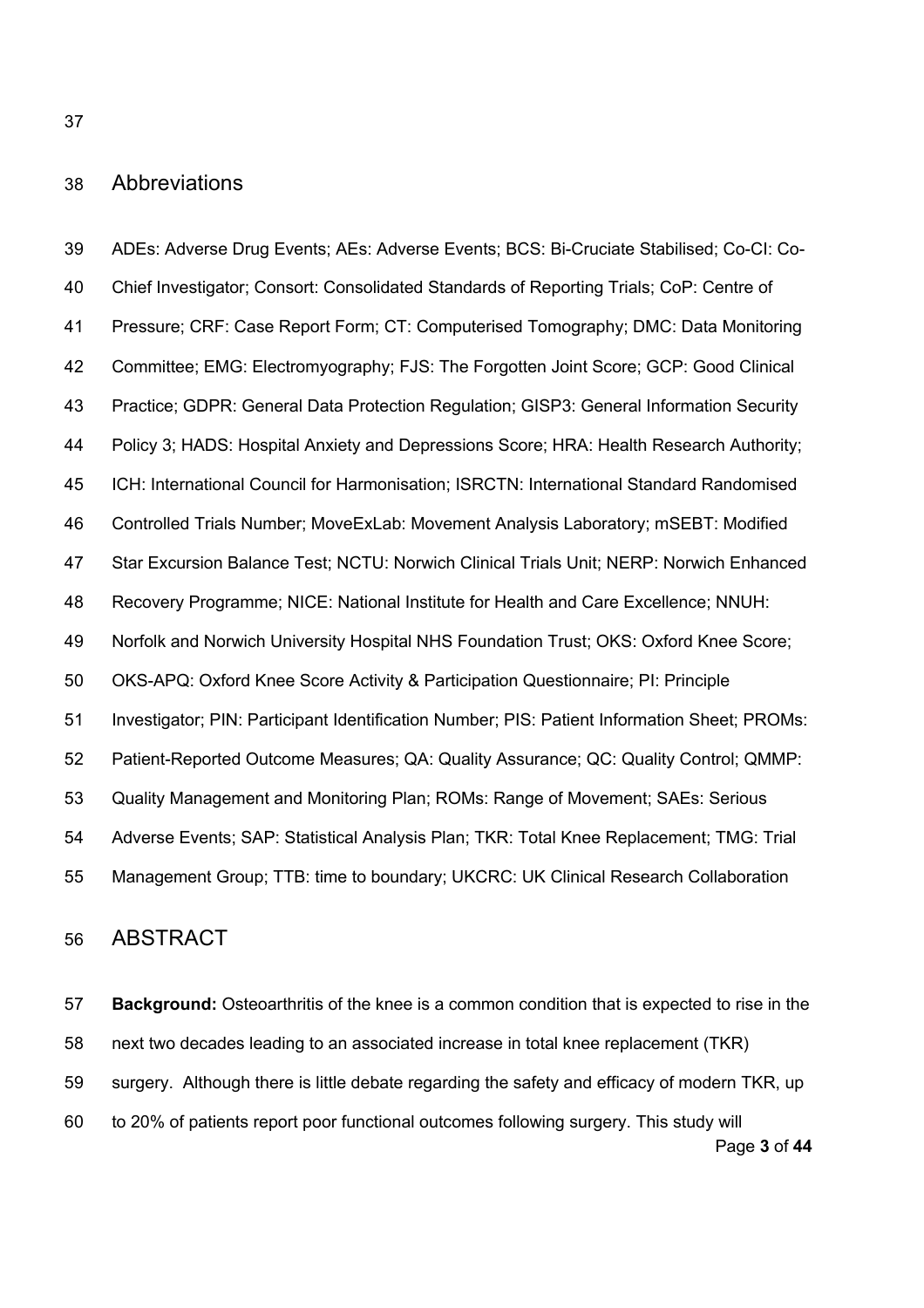## Abbreviations

ADEs: Adverse Drug Events; AEs: Adverse Events; BCS: Bi-Cruciate Stabilised; Co-CI: Co-Chief Investigator; Consort: Consolidated Standards of Reporting Trials; CoP: Centre of Pressure; CRF: Case Report Form; CT: Computerised Tomography; DMC: Data Monitoring Committee; EMG: Electromyography; FJS: The Forgotten Joint Score; GCP: Good Clinical Practice; GDPR: General Data Protection Regulation; GISP3: General Information Security Policy 3; HADS: Hospital Anxiety and Depressions Score; HRA: Health Research Authority; ICH: International Council for Harmonisation; ISRCTN: International Standard Randomised Controlled Trials Number; MoveExLab: Movement Analysis Laboratory; mSEBT: Modified Star Excursion Balance Test; NCTU: Norwich Clinical Trials Unit; NERP: Norwich Enhanced Recovery Programme; NICE: National Institute for Health and Care Excellence; NNUH: Norfolk and Norwich University Hospital NHS Foundation Trust; OKS: Oxford Knee Score; OKS-APQ: Oxford Knee Score Activity & Participation Questionnaire; PI: Principle Investigator; PIN: Participant Identification Number; PIS: Patient Information Sheet; PROMs: Patient-Reported Outcome Measures; QA: Quality Assurance; QC: Quality Control; QMMP: Quality Management and Monitoring Plan; ROMs: Range of Movement; SAEs: Serious Adverse Events; SAP: Statistical Analysis Plan; TKR: Total Knee Replacement; TMG: Trial Management Group; TTB: time to boundary; UKCRC: UK Clinical Research Collaboration

## ABSTRACT

**Background:** Osteoarthritis of the knee is a common condition that is expected to rise in the next two decades leading to an associated increase in total knee replacement (TKR) surgery. Although there is little debate regarding the safety and efficacy of modern TKR, up to 20% of patients report poor functional outcomes following surgery. This study will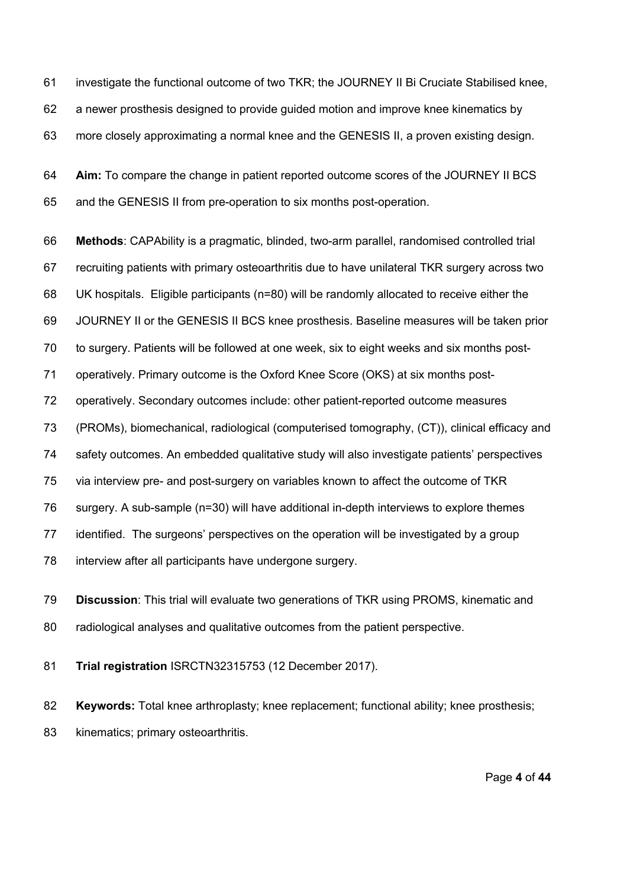investigate the functional outcome of two TKR; the JOURNEY II Bi Cruciate Stabilised knee, a newer prosthesis designed to provide guided motion and improve knee kinematics by more closely approximating a normal knee and the GENESIS II, a proven existing design.

**Aim:** To compare the change in patient reported outcome scores of the JOURNEY II BCS and the GENESIS II from pre-operation to six months post-operation.

**Methods**: CAPAbility is a pragmatic, blinded, two-arm parallel, randomised controlled trial recruiting patients with primary osteoarthritis due to have unilateral TKR surgery across two UK hospitals. Eligible participants (n=80) will be randomly allocated to receive either the JOURNEY II or the GENESIS II BCS knee prosthesis. Baseline measures will be taken prior to surgery. Patients will be followed at one week, six to eight weeks and six months post-operatively. Primary outcome is the Oxford Knee Score (OKS) at six months post-operatively. Secondary outcomes include: other patient-reported outcome measures (PROMs), biomechanical, radiological (computerised tomography, (CT)), clinical efficacy and safety outcomes. An embedded qualitative study will also investigate patients' perspectives via interview pre- and post-surgery on variables known to affect the outcome of TKR surgery. A sub-sample (n=30) will have additional in-depth interviews to explore themes identified. The surgeons' perspectives on the operation will be investigated by a group interview after all participants have undergone surgery.

**Discussion**: This trial will evaluate two generations of TKR using PROMS, kinematic and radiological analyses and qualitative outcomes from the patient perspective.

**Trial registration** ISRCTN32315753 (12 December 2017).

**Keywords:** Total knee arthroplasty; knee replacement; functional ability; knee prosthesis; kinematics; primary osteoarthritis.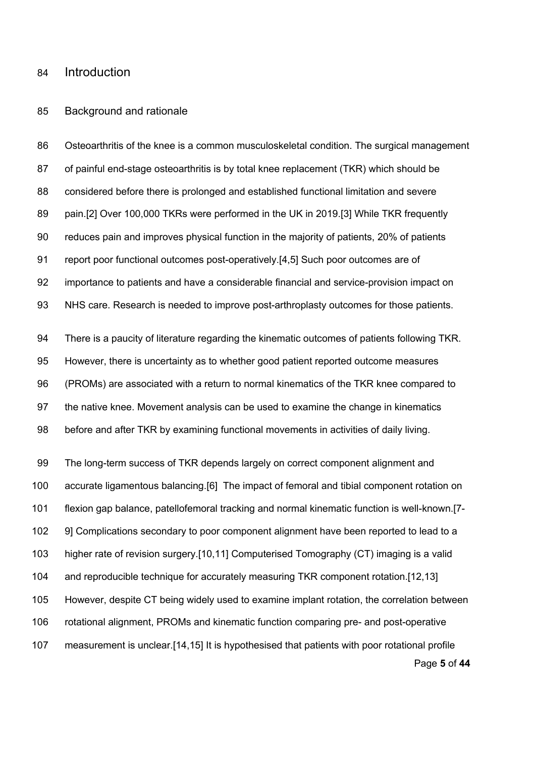# Introduction

## Background and rationale

Osteoarthritis of the knee is a common musculoskeletal condition. The surgical management of painful end-stage osteoarthritis is by total knee replacement (TKR) which should be considered before there is prolonged and established functional limitation and severe pain.[2] Over 100,000 TKRs were performed in the UK in 2019.[3] While TKR frequently reduces pain and improves physical function in the majority of patients, 20% of patients report poor functional outcomes post-operatively.[4,5] Such poor outcomes are of importance to patients and have a considerable financial and service-provision impact on NHS care. Research is needed to improve post-arthroplasty outcomes for those patients.

There is a paucity of literature regarding the kinematic outcomes of patients following TKR. However, there is uncertainty as to whether good patient reported outcome measures (PROMs) are associated with a return to normal kinematics of the TKR knee compared to the native knee. Movement analysis can be used to examine the change in kinematics before and after TKR by examining functional movements in activities of daily living.

The long-term success of TKR depends largely on correct component alignment and accurate ligamentous balancing.[6] The impact of femoral and tibial component rotation on flexion gap balance, patellofemoral tracking and normal kinematic function is well-known.[7-9] Complications secondary to poor component alignment have been reported to lead to a higher rate of revision surgery.[10,11] Computerised Tomography (CT) imaging is a valid and reproducible technique for accurately measuring TKR component rotation.[12,13] However, despite CT being widely used to examine implant rotation, the correlation between rotational alignment, PROMs and kinematic function comparing pre- and post-operative measurement is unclear.[14,15] It is hypothesised that patients with poor rotational profile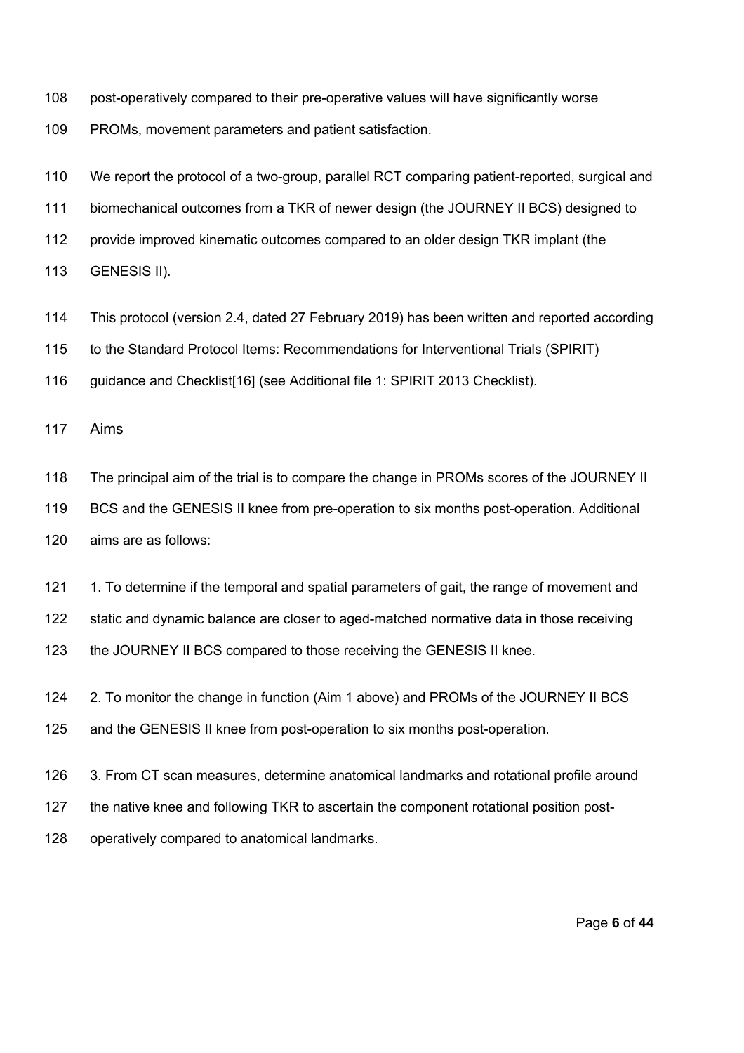post-operatively compared to their pre-operative values will have significantly worse PROMs, movement parameters and patient satisfaction.

We report the protocol of a two-group, parallel RCT comparing patient-reported, surgical and biomechanical outcomes from a TKR of newer design (the JOURNEY II BCS) designed to provide improved kinematic outcomes compared to an older design TKR implant (the GENESIS II).

This protocol (version 2.4, dated 27 February 2019) has been written and reported according to the Standard Protocol Items: Recommendations for Interventional Trials (SPIRIT) guidance and Checklist[16] (see Additional file 1: SPIRIT 2013 Checklist).

## Aims

The principal aim of the trial is to compare the change in PROMs scores of the JOURNEY II BCS and the GENESIS II knee from pre-operation to six months post-operation. Additional aims are as follows:

1. To determine if the temporal and spatial parameters of gait, the range of movement and static and dynamic balance are closer to aged-matched normative data in those receiving the JOURNEY II BCS compared to those receiving the GENESIS II knee.

2. To monitor the change in function (Aim 1 above) and PROMs of the JOURNEY II BCS and the GENESIS II knee from post-operation to six months post-operation.

3. From CT scan measures, determine anatomical landmarks and rotational profile around the native knee and following TKR to ascertain the component rotational position post-operatively compared to anatomical landmarks.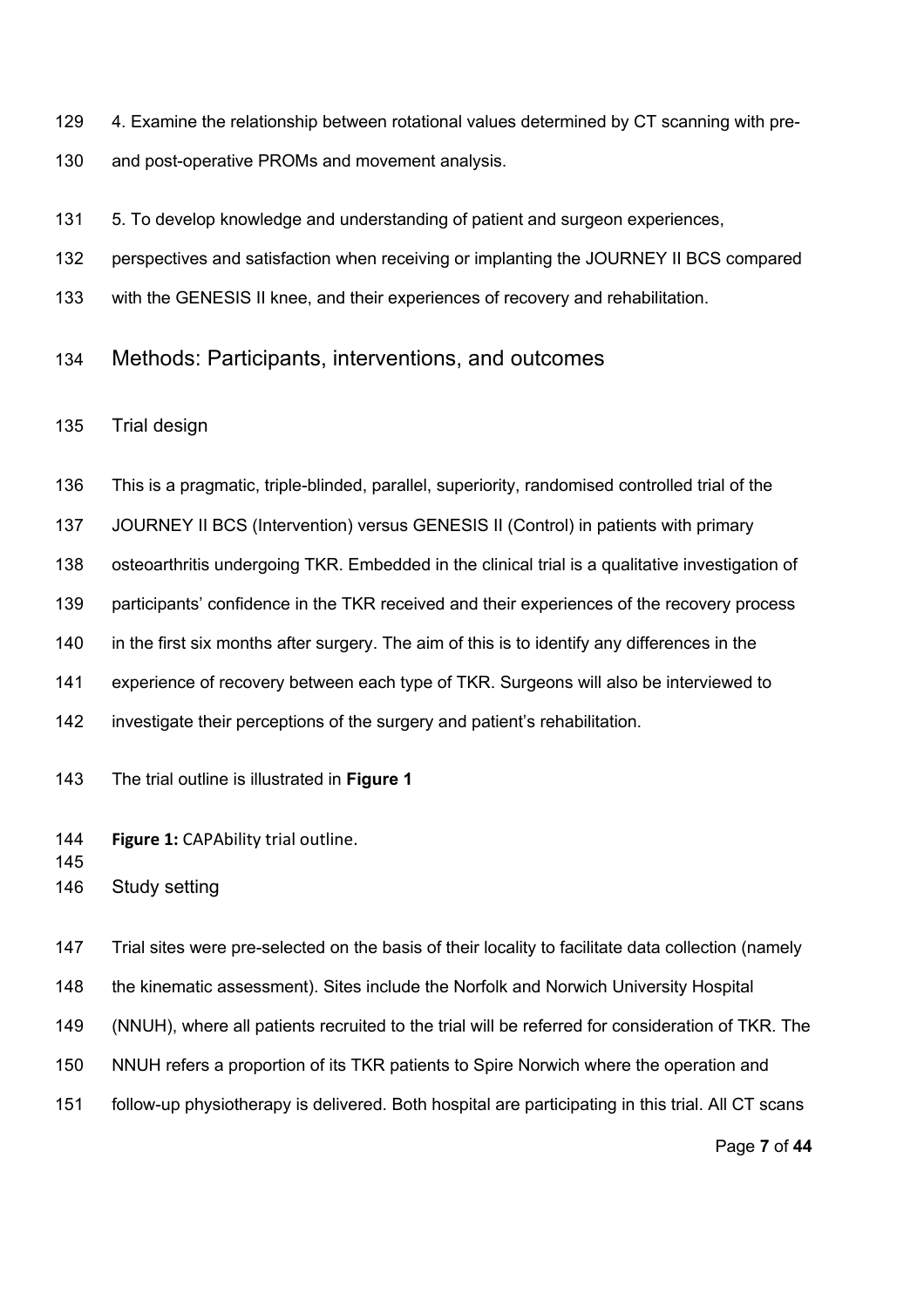4. Examine the relationship between rotational values determined by CT scanning with pre- and post-operative PROMs and movement analysis.

5. To develop knowledge and understanding of patient and surgeon experiences, perspectives and satisfaction when receiving or implanting the JOURNEY II BCS compared with the GENESIS II knee, and their experiences of recovery and rehabilitation.

## Methods: Participants, interventions, and outcomes

### Trial design

This is a pragmatic, triple-blinded, parallel, superiority, randomised controlled trial of the JOURNEY II BCS (Intervention) versus GENESIS II (Control) in patients with primary osteoarthritis undergoing TKR. Embedded in the clinical trial is a qualitative investigation of participants' confidence in the TKR received and their experiences of the recovery process in the first six months after surgery. The aim of this is to identify any differences in the experience of recovery between each type of TKR. Surgeons will also be interviewed to investigate their perceptions of the surgery and patient's rehabilitation.

The trial outline is illustrated in **Figure 1**

**Figure 1:** CAPAbility trial outline.

### Study setting

Trial sites were pre-selected on the basis of their locality to facilitate data collection (namely the kinematic assessment). Sites include the Norfolk and Norwich University Hospital (NNUH), where all patients recruited to the trial will be referred for consideration of TKR. The NNUH refers a proportion of its TKR patients to Spire Norwich where the operation and follow-up physiotherapy is delivered. Both hospital are participating in this trial. All CT scans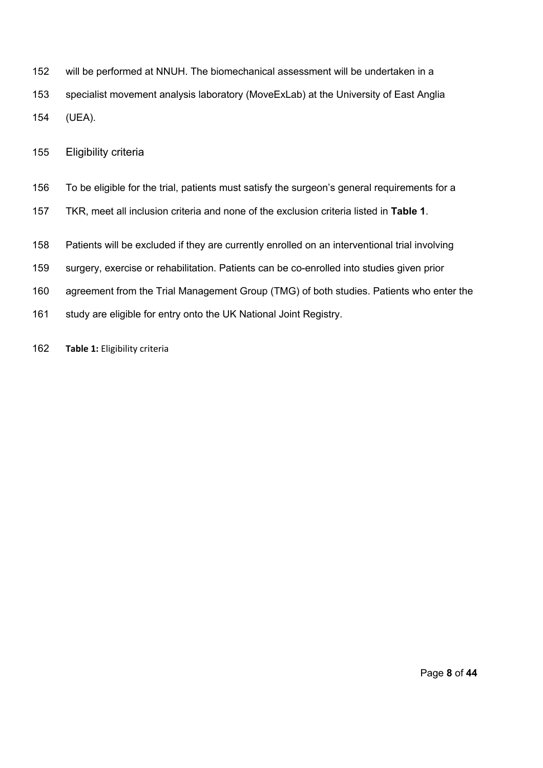will be performed at NNUH. The biomechanical assessment will be undertaken in a specialist movement analysis laboratory (MoveExLab) at the University of East Anglia (UEA).

## Eligibility criteria

To be eligible for the trial, patients must satisfy the surgeon's general requirements for a TKR, meet all inclusion criteria and none of the exclusion criteria listed in **Table 1**.

Patients will be excluded if they are currently enrolled on an interventional trial involving surgery, exercise or rehabilitation. Patients can be co-enrolled into studies given prior agreement from the Trial Management Group (TMG) of both studies. Patients who enter the study are eligible for entry onto the UK National Joint Registry.

**Table 1:** Eligibility criteria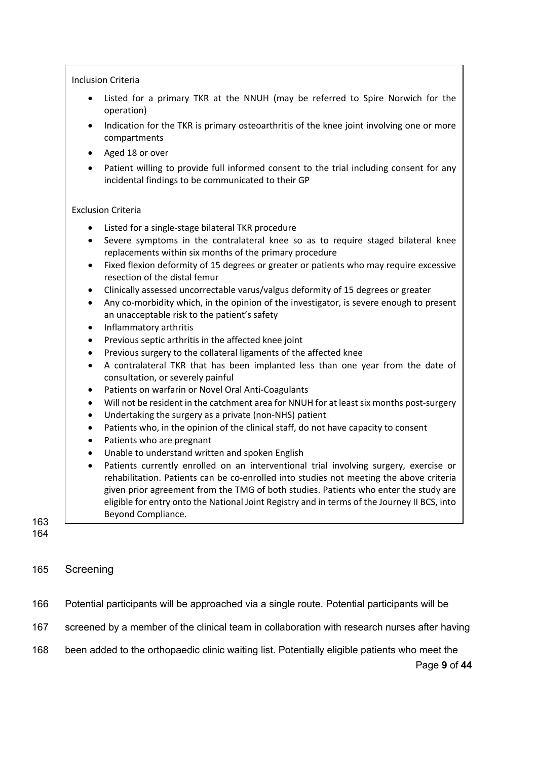Inclusion Criteria

- Listed for a primary TKR at the NNUH (may be referred to Spire Norwich for the operation)
- Indication for the TKR is primary osteoarthritis of the knee joint involving one or more compartments
- Aged 18 or over
- Patient willing to provide full informed consent to the trial including consent for any incidental findings to be communicated to their GP

Exclusion Criteria

- Listed for a single-stage bilateral TKR procedure
- Severe symptoms in the contralateral knee so as to require staged bilateral knee replacements within six months of the primary procedure
- Fixed flexion deformity of 15 degrees or greater or patients who may require excessive resection of the distal femur
- Clinically assessed uncorrectable varus/valgus deformity of 15 degrees or greater
- Any co-morbidity which, in the opinion of the investigator, is severe enough to present an unacceptable risk to the patient's safety
- Inflammatory arthritis
- Previous septic arthritis in the affected knee joint
- Previous surgery to the collateral ligaments of the affected knee
- A contralateral TKR that has been implanted less than one year from the date of consultation, or severely painful
- Patients on warfarin or Novel Oral Anti-Coagulants
- Will not be resident in the catchment area for NNUH for at least six months post-surgery
- Undertaking the surgery as a private (non-NHS) patient
- Patients who, in the opinion of the clinical staff, do not have capacity to consent
- Patients who are pregnant
- Unable to understand written and spoken English
- Patients currently enrolled on an interventional trial involving surgery, exercise or rehabilitation. Patients can be co-enrolled into studies not meeting the above criteria given prior agreement from the TMG of both studies. Patients who enter the study are eligible for entry onto the National Joint Registry and in terms of the Journey II BCS, into Beyond Compliance.

## Screening

Potential participants will be approached via a single route. Potential participants will be screened by a member of the clinical team in collaboration with research nurses after having been added to the orthopaedic clinic waiting list. Potentially eligible patients who meet the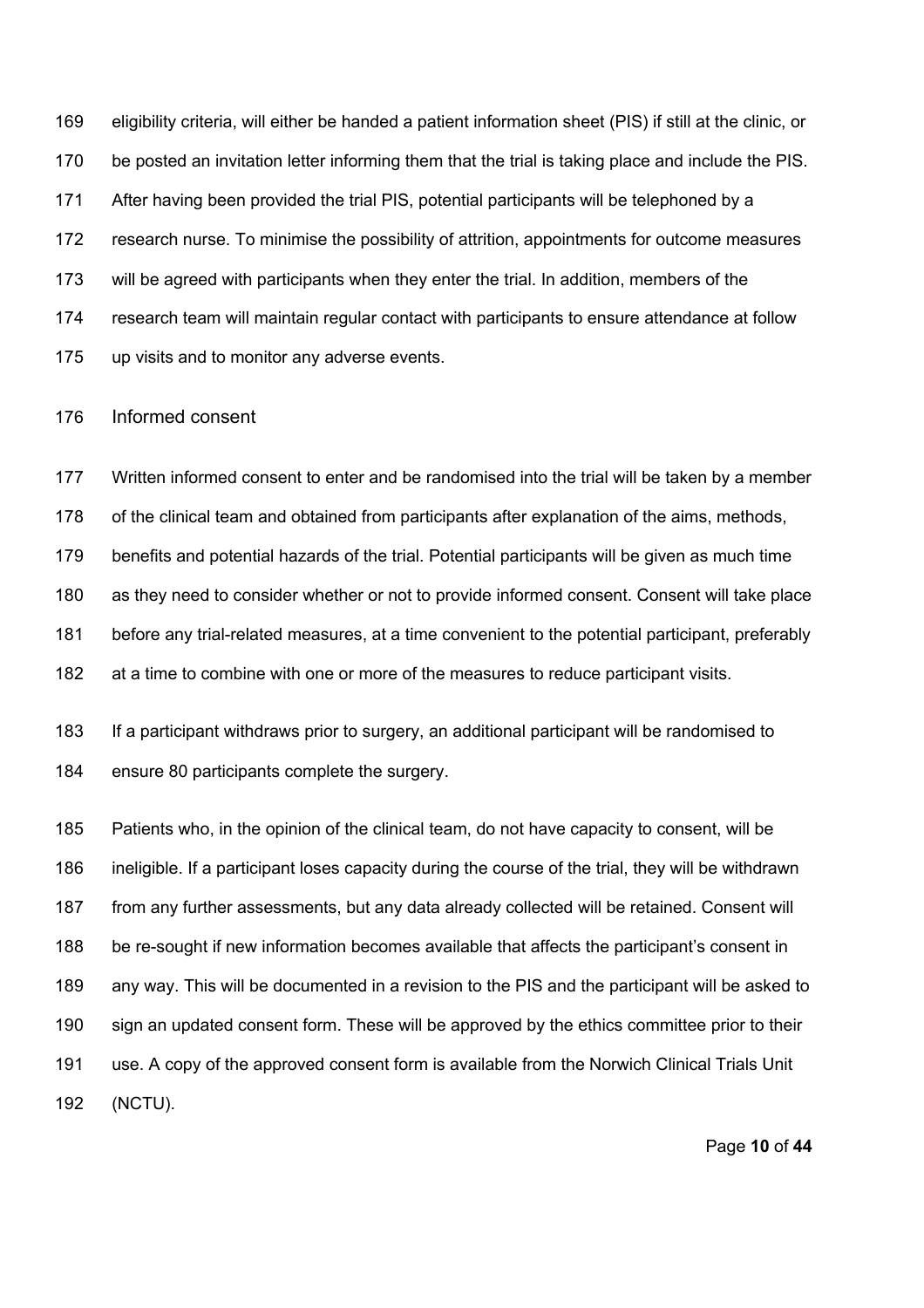eligibility criteria, will either be handed a patient information sheet (PIS) if still at the clinic, or be posted an invitation letter informing them that the trial is taking place and include the PIS. After having been provided the trial PIS, potential participants will be telephoned by a research nurse. To minimise the possibility of attrition, appointments for outcome measures will be agreed with participants when they enter the trial. In addition, members of the research team will maintain regular contact with participants to ensure attendance at follow up visits and to monitor any adverse events.

## Informed consent

Written informed consent to enter and be randomised into the trial will be taken by a member of the clinical team and obtained from participants after explanation of the aims, methods, benefits and potential hazards of the trial. Potential participants will be given as much time as they need to consider whether or not to provide informed consent. Consent will take place before any trial-related measures, at a time convenient to the potential participant, preferably at a time to combine with one or more of the measures to reduce participant visits.

If a participant withdraws prior to surgery, an additional participant will be randomised to ensure 80 participants complete the surgery.

Patients who, in the opinion of the clinical team, do not have capacity to consent, will be ineligible. If a participant loses capacity during the course of the trial, they will be withdrawn from any further assessments, but any data already collected will be retained. Consent will be re-sought if new information becomes available that affects the participant's consent in any way. This will be documented in a revision to the PIS and the participant will be asked to sign an updated consent form. These will be approved by the ethics committee prior to their use. A copy of the approved consent form is available from the Norwich Clinical Trials Unit (NCTU).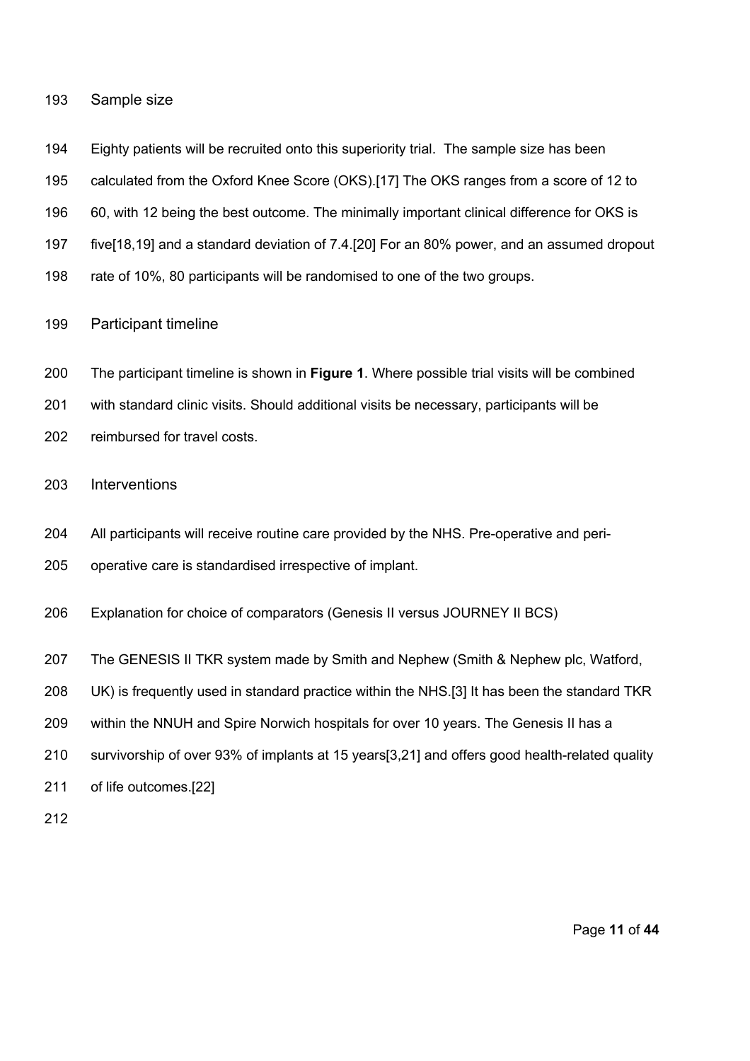## Sample size

Eighty patients will be recruited onto this superiority trial. The sample size has been calculated from the Oxford Knee Score (OKS).[17] The OKS ranges from a score of 12 to 60, with 12 being the best outcome. The minimally important clinical difference for OKS is five[18,19] and a standard deviation of 7.4.[20] For an 80% power, and an assumed dropout rate of 10%, 80 participants will be randomised to one of the two groups.

## Participant timeline

The participant timeline is shown in **Figure 1**. Where possible trial visits will be combined with standard clinic visits. Should additional visits be necessary, participants will be reimbursed for travel costs.

## Interventions

All participants will receive routine care provided by the NHS. Pre-operative and peri-operative care is standardised irrespective of implant.

### Explanation for choice of comparators (Genesis II versus JOURNEY II BCS)

The GENESIS II TKR system made by Smith and Nephew (Smith & Nephew plc, Watford, UK) is frequently used in standard practice within the NHS.[3] It has been the standard TKR within the NNUH and Spire Norwich hospitals for over 10 years. The Genesis II has a survivorship of over 93% of implants at 15 years[3,21] and offers good health-related quality of life outcomes.[22]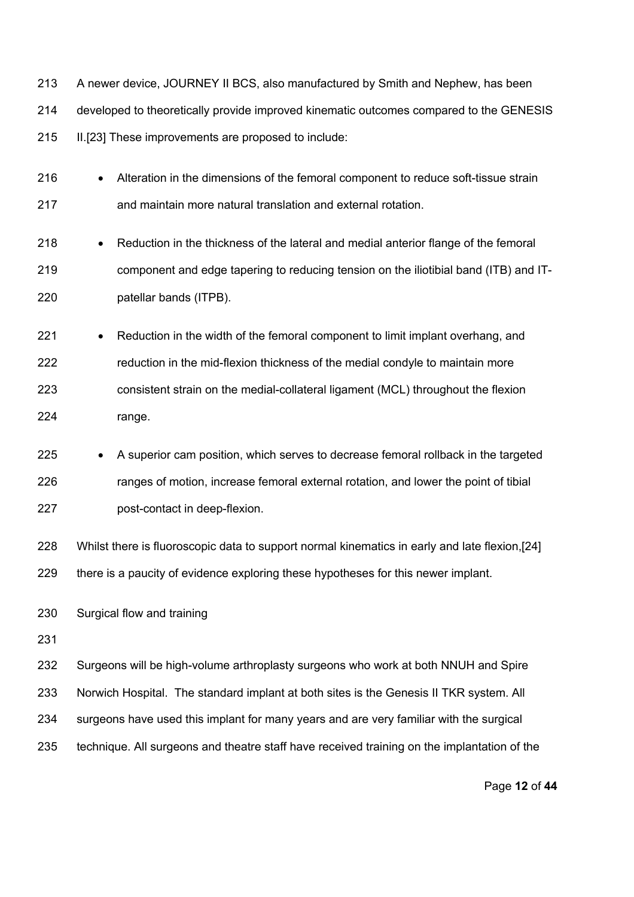A newer device, JOURNEY II BCS, also manufactured by Smith and Nephew, has been developed to theoretically provide improved kinematic outcomes compared to the GENESIS II.[23] These improvements are proposed to include:

- Alteration in the dimensions of the femoral component to reduce soft-tissue strain and maintain more natural translation and external rotation.
- Reduction in the thickness of the lateral and medial anterior flange of the femoral component and edge tapering to reducing tension on the iliotibial band (ITB) and IT-patellar bands (ITPB).
- Reduction in the width of the femoral component to limit implant overhang, and reduction in the mid-flexion thickness of the medial condyle to maintain more consistent strain on the medial-collateral ligament (MCL) throughout the flexion range.
- A superior cam position, which serves to decrease femoral rollback in the targeted ranges of motion, increase femoral external rotation, and lower the point of tibial post-contact in deep-flexion.

Whilst there is fluoroscopic data to support normal kinematics in early and late flexion,[24] there is a paucity of evidence exploring these hypotheses for this newer implant.

Surgical flow and training

Surgeons will be high-volume arthroplasty surgeons who work at both NNUH and Spire Norwich Hospital. The standard implant at both sites is the Genesis II TKR system. All surgeons have used this implant for many years and are very familiar with the surgical technique. All surgeons and theatre staff have received training on the implantation of the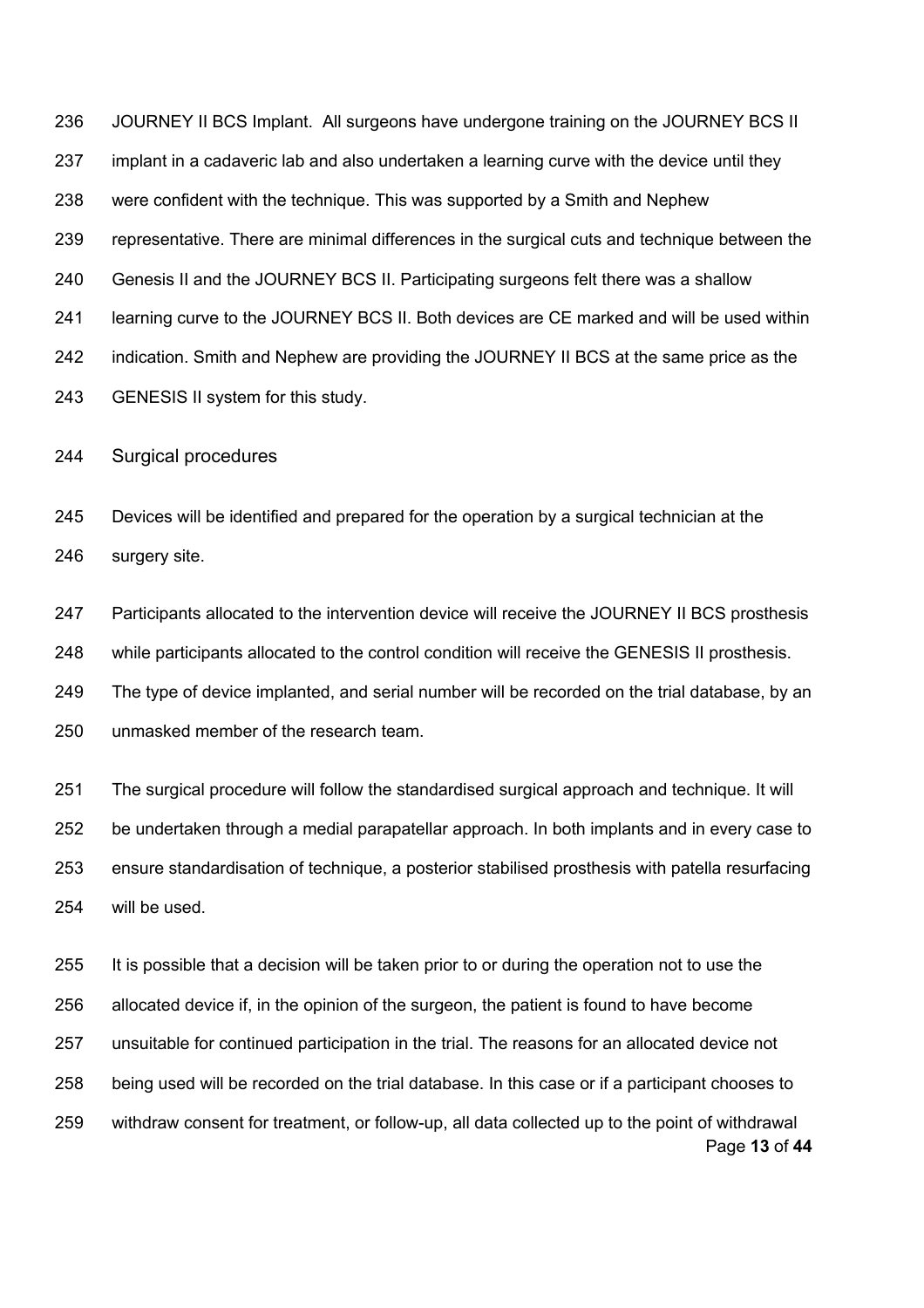JOURNEY II BCS Implant. All surgeons have undergone training on the JOURNEY BCS II implant in a cadaveric lab and also undertaken a learning curve with the device until they were confident with the technique. This was supported by a Smith and Nephew representative. There are minimal differences in the surgical cuts and technique between the Genesis II and the JOURNEY BCS II. Participating surgeons felt there was a shallow learning curve to the JOURNEY BCS II. Both devices are CE marked and will be used within indication. Smith and Nephew are providing the JOURNEY II BCS at the same price as the GENESIS II system for this study.

## Surgical procedures

Devices will be identified and prepared for the operation by a surgical technician at the surgery site.

Participants allocated to the intervention device will receive the JOURNEY II BCS prosthesis while participants allocated to the control condition will receive the GENESIS II prosthesis. The type of device implanted, and serial number will be recorded on the trial database, by an unmasked member of the research team.

The surgical procedure will follow the standardised surgical approach and technique. It will be undertaken through a medial parapatellar approach. In both implants and in every case to ensure standardisation of technique, a posterior stabilised prosthesis with patella resurfacing will be used.

It is possible that a decision will be taken prior to or during the operation not to use the allocated device if, in the opinion of the surgeon, the patient is found to have become unsuitable for continued participation in the trial. The reasons for an allocated device not being used will be recorded on the trial database. In this case or if a participant chooses to withdraw consent for treatment, or follow-up, all data collected up to the point of withdrawal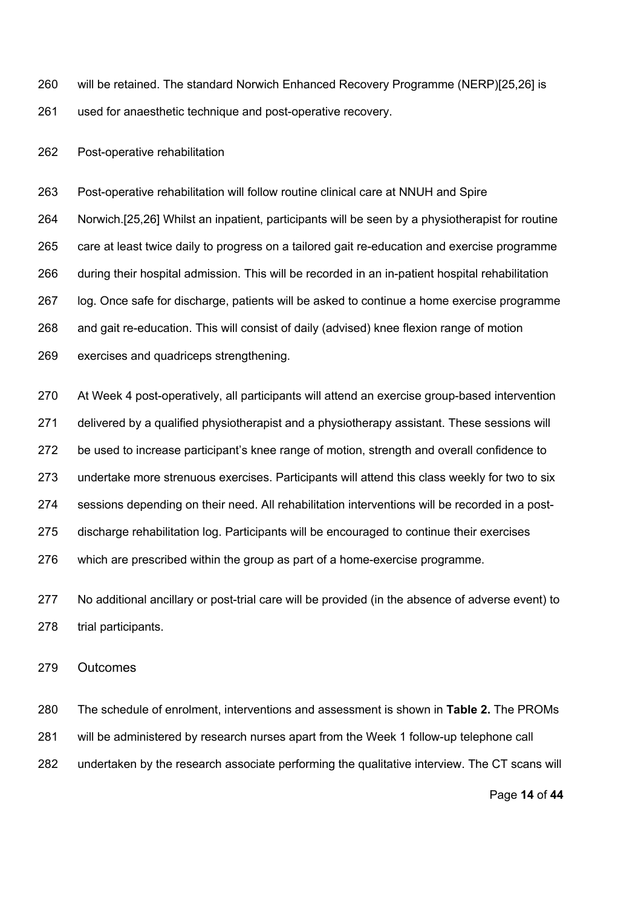will be retained. The standard Norwich Enhanced Recovery Programme (NERP)[25,26] is used for anaesthetic technique and post-operative recovery.

### Post-operative rehabilitation

Post-operative rehabilitation will follow routine clinical care at NNUH and Spire Norwich.[25,26] Whilst an inpatient, participants will be seen by a physiotherapist for routine care at least twice daily to progress on a tailored gait re-education and exercise programme during their hospital admission. This will be recorded in an in-patient hospital rehabilitation log. Once safe for discharge, patients will be asked to continue a home exercise programme and gait re-education. This will consist of daily (advised) knee flexion range of motion exercises and quadriceps strengthening.

At Week 4 post-operatively, all participants will attend an exercise group-based intervention delivered by a qualified physiotherapist and a physiotherapy assistant. These sessions will be used to increase participant's knee range of motion, strength and overall confidence to undertake more strenuous exercises. Participants will attend this class weekly for two to six sessions depending on their need. All rehabilitation interventions will be recorded in a post-discharge rehabilitation log. Participants will be encouraged to continue their exercises which are prescribed within the group as part of a home-exercise programme.

No additional ancillary or post-trial care will be provided (in the absence of adverse event) to trial participants.

## Outcomes

The schedule of enrolment, interventions and assessment is shown in **Table 2.** The PROMs will be administered by research nurses apart from the Week 1 follow-up telephone call undertaken by the research associate performing the qualitative interview. The CT scans will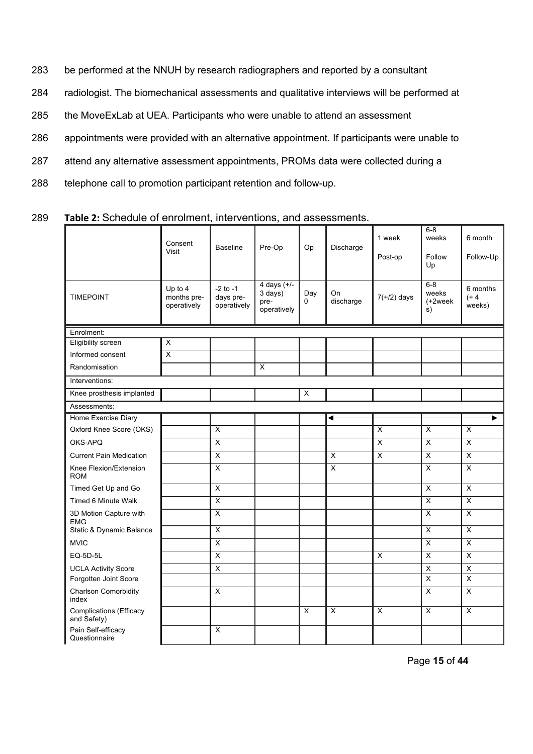be performed at the NNUH by research radiographers and reported by a consultant radiologist. The biomechanical assessments and qualitative interviews will be performed at the MoveExLab at UEA. Participants who were unable to attend an assessment appointments were provided with an alternative appointment. If participants were unable to attend any alternative assessment appointments, PROMs data were collected during a telephone call to promotion participant retention and follow-up.

**Table 2:** Schedule of enrolment, interventions, and assessments.

| | Consent Visit | Baseline | Pre-Op | Op | Discharge | 1 week Post-op | 6-8 weeks Follow Up | 6 month Follow-Up |
|---|---|---|---|---|---|---|---|---|
| TIMEPOINT | Up to 4 months pre-operatively | -2 to -1 days pre-operatively | 4 days (+/- 3 days) pre-operatively | Day 0 | On discharge | 7(+/2) days | 6-8 weeks (+2weeks) | 6 months (+ 4 weeks) |
| Enrolment: | | | | | | | | |
| Eligibility screen | X | | | | | | | |
| Informed consent | X | | | | | | | |
| Randomisation | | | X | | | | | |
| Interventions: | | | | | | | | |
| Knee prosthesis implanted | | | | X | | | | |
| Assessments: | | | | | | | | |
| Home Exercise Diary | | | | | ← | ——— | ——— | → |
| Oxford Knee Score (OKS) | | X | | | | X | X | X |
| OKS-APQ | | X | | | | X | X | X |
| Current Pain Medication | | X | | | X | X | X | X |
| Knee Flexion/Extension ROM | | X | | | X | | X | X |
| Timed Get Up and Go | | X | | | | | X | X |
| Timed 6 Minute Walk | | X | | | | | X | X |
| 3D Motion Capture with EMG | | X | | | | | X | X |
| Static & Dynamic Balance | | X | | | | | X | X |
| MVIC | | X | | | | | X | X |
| EQ-5D-5L | | X | | | | X | X | X |
| UCLA Activity Score | | X | | | | | X | X |
| Forgotten Joint Score | | | | | | | X | X |
| Charlson Comorbidity index | | X | | | | | X | X |
| Complications (Efficacy and Safety) | | | | X | X | X | X | X |
| Pain Self-efficacy Questionnaire | | X | | | | | | |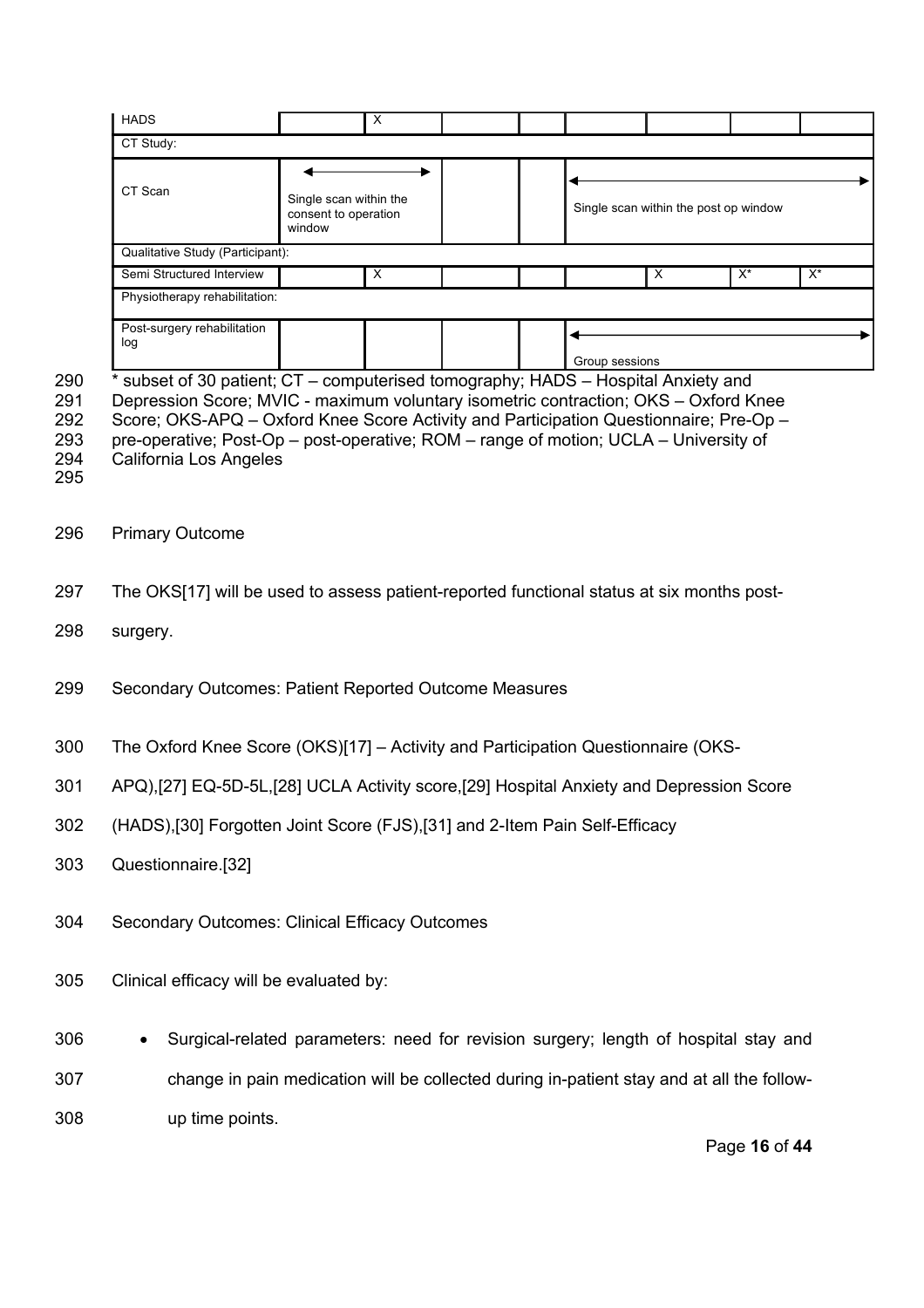| | | | | | | | | |
|---|---|---|---|---|---|---|---|---|
| HADS | | X | | | | | | |
| CT Study: | | | | | | | | |
| CT Scan | Single scan within the consent to operation window | | | | Single scan within the post op window | | | |
| Qualitative Study (Participant): | | | | | | | | |
| Semi Structured Interview | | X | | | | X | X* | X* |
| Physiotherapy rehabilitation: | | | | | | | | |
| Post-surgery rehabilitation log | | | | | Group sessions | | | |

\* subset of 30 patient; CT – computerised tomography; HADS – Hospital Anxiety and Depression Score; MVIC - maximum voluntary isometric contraction; OKS – Oxford Knee Score; OKS-APQ – Oxford Knee Score Activity and Participation Questionnaire; Pre-Op – pre-operative; Post-Op – post-operative; ROM – range of motion; UCLA – University of California Los Angeles

Primary Outcome

The OKS[17] will be used to assess patient-reported functional status at six months post-surgery.

Secondary Outcomes: Patient Reported Outcome Measures

The Oxford Knee Score (OKS)[17] – Activity and Participation Questionnaire (OKS-APQ),[27] EQ-5D-5L,[28] UCLA Activity score,[29] Hospital Anxiety and Depression Score (HADS),[30] Forgotten Joint Score (FJS),[31] and 2-Item Pain Self-Efficacy Questionnaire.[32]

Secondary Outcomes: Clinical Efficacy Outcomes

Clinical efficacy will be evaluated by:

- Surgical-related parameters: need for revision surgery; length of hospital stay and change in pain medication will be collected during in-patient stay and at all the follow-up time points.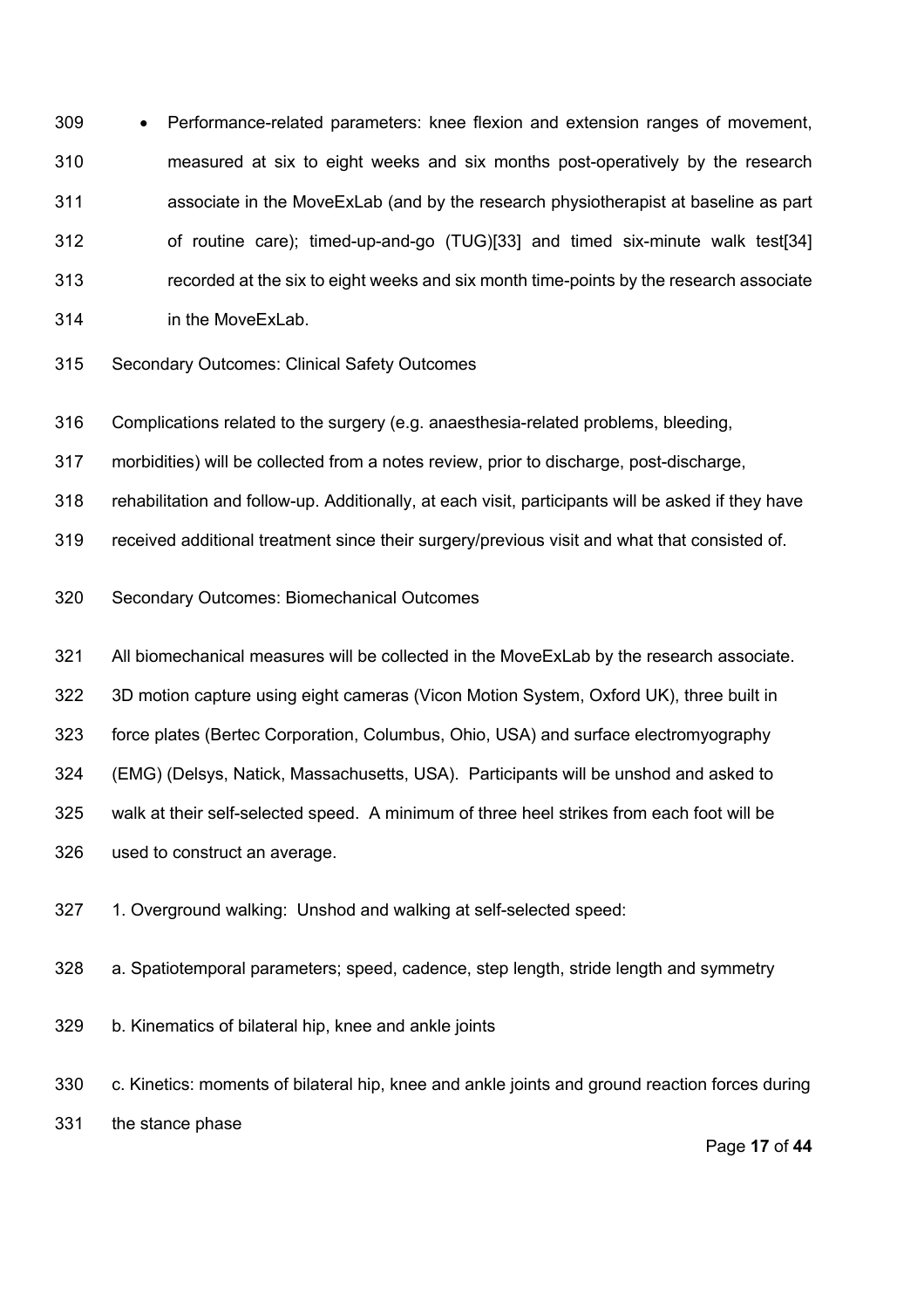- Performance-related parameters: knee flexion and extension ranges of movement, measured at six to eight weeks and six months post-operatively by the research associate in the MoveExLab (and by the research physiotherapist at baseline as part of routine care); timed-up-and-go (TUG)[33] and timed six-minute walk test[34] recorded at the six to eight weeks and six month time-points by the research associate in the MoveExLab.

Secondary Outcomes: Clinical Safety Outcomes

Complications related to the surgery (e.g. anaesthesia-related problems, bleeding, morbidities) will be collected from a notes review, prior to discharge, post-discharge, rehabilitation and follow-up. Additionally, at each visit, participants will be asked if they have received additional treatment since their surgery/previous visit and what that consisted of.

Secondary Outcomes: Biomechanical Outcomes

All biomechanical measures will be collected in the MoveExLab by the research associate. 3D motion capture using eight cameras (Vicon Motion System, Oxford UK), three built in force plates (Bertec Corporation, Columbus, Ohio, USA) and surface electromyography (EMG) (Delsys, Natick, Massachusetts, USA). Participants will be unshod and asked to walk at their self-selected speed. A minimum of three heel strikes from each foot will be used to construct an average.

1. Overground walking: Unshod and walking at self-selected speed:

a. Spatiotemporal parameters; speed, cadence, step length, stride length and symmetry

b. Kinematics of bilateral hip, knee and ankle joints

c. Kinetics: moments of bilateral hip, knee and ankle joints and ground reaction forces during the stance phase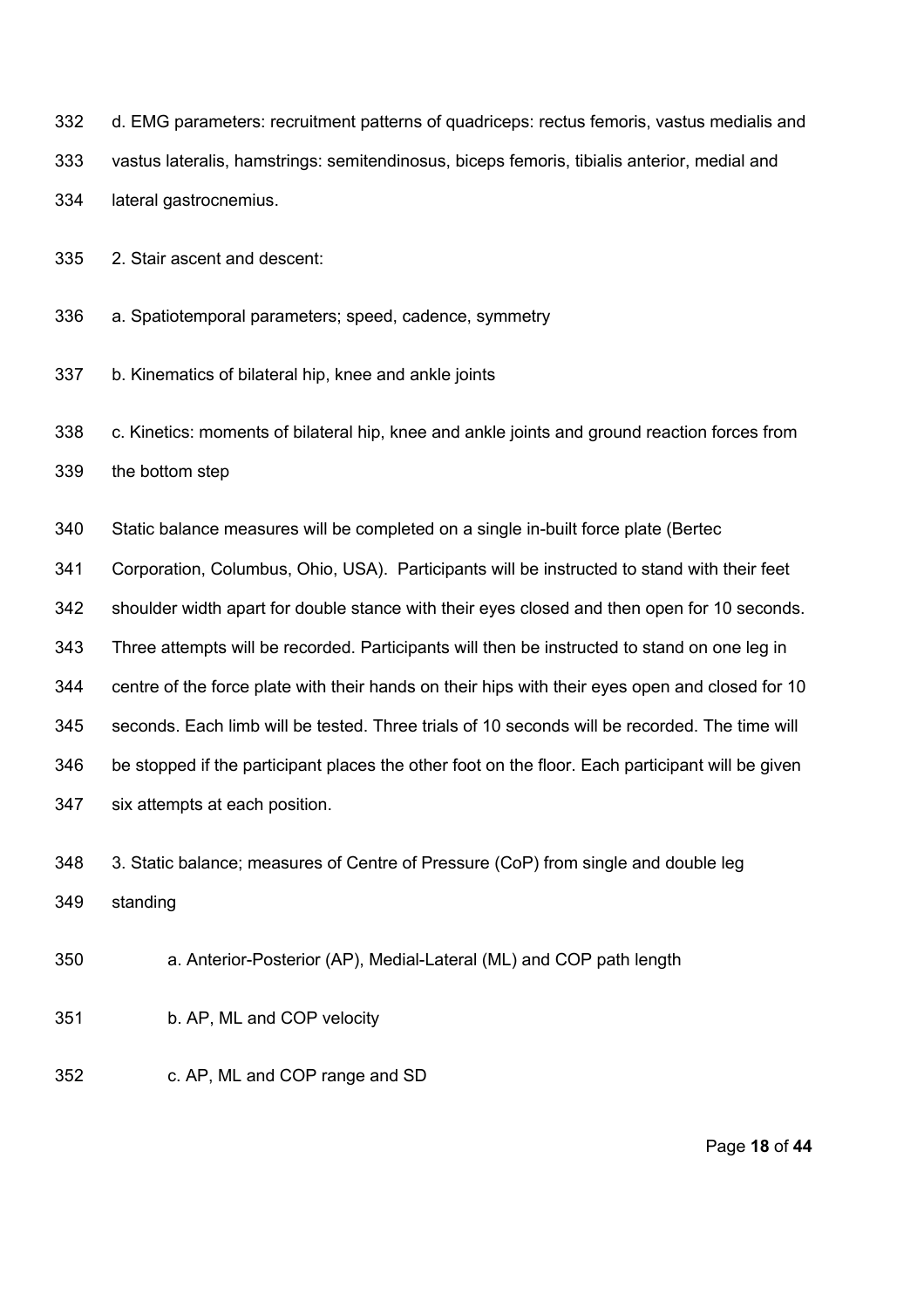d. EMG parameters: recruitment patterns of quadriceps: rectus femoris, vastus medialis and vastus lateralis, hamstrings: semitendinosus, biceps femoris, tibialis anterior, medial and lateral gastrocnemius.

2. Stair ascent and descent:

a. Spatiotemporal parameters; speed, cadence, symmetry

b. Kinematics of bilateral hip, knee and ankle joints

c. Kinetics: moments of bilateral hip, knee and ankle joints and ground reaction forces from the bottom step

Static balance measures will be completed on a single in-built force plate (Bertec Corporation, Columbus, Ohio, USA). Participants will be instructed to stand with their feet shoulder width apart for double stance with their eyes closed and then open for 10 seconds. Three attempts will be recorded. Participants will then be instructed to stand on one leg in centre of the force plate with their hands on their hips with their eyes open and closed for 10 seconds. Each limb will be tested. Three trials of 10 seconds will be recorded. The time will be stopped if the participant places the other foot on the floor. Each participant will be given six attempts at each position.

3. Static balance; measures of Centre of Pressure (CoP) from single and double leg standing

  a. Anterior-Posterior (AP), Medial-Lateral (ML) and COP path length

  b. AP, ML and COP velocity

  c. AP, ML and COP range and SD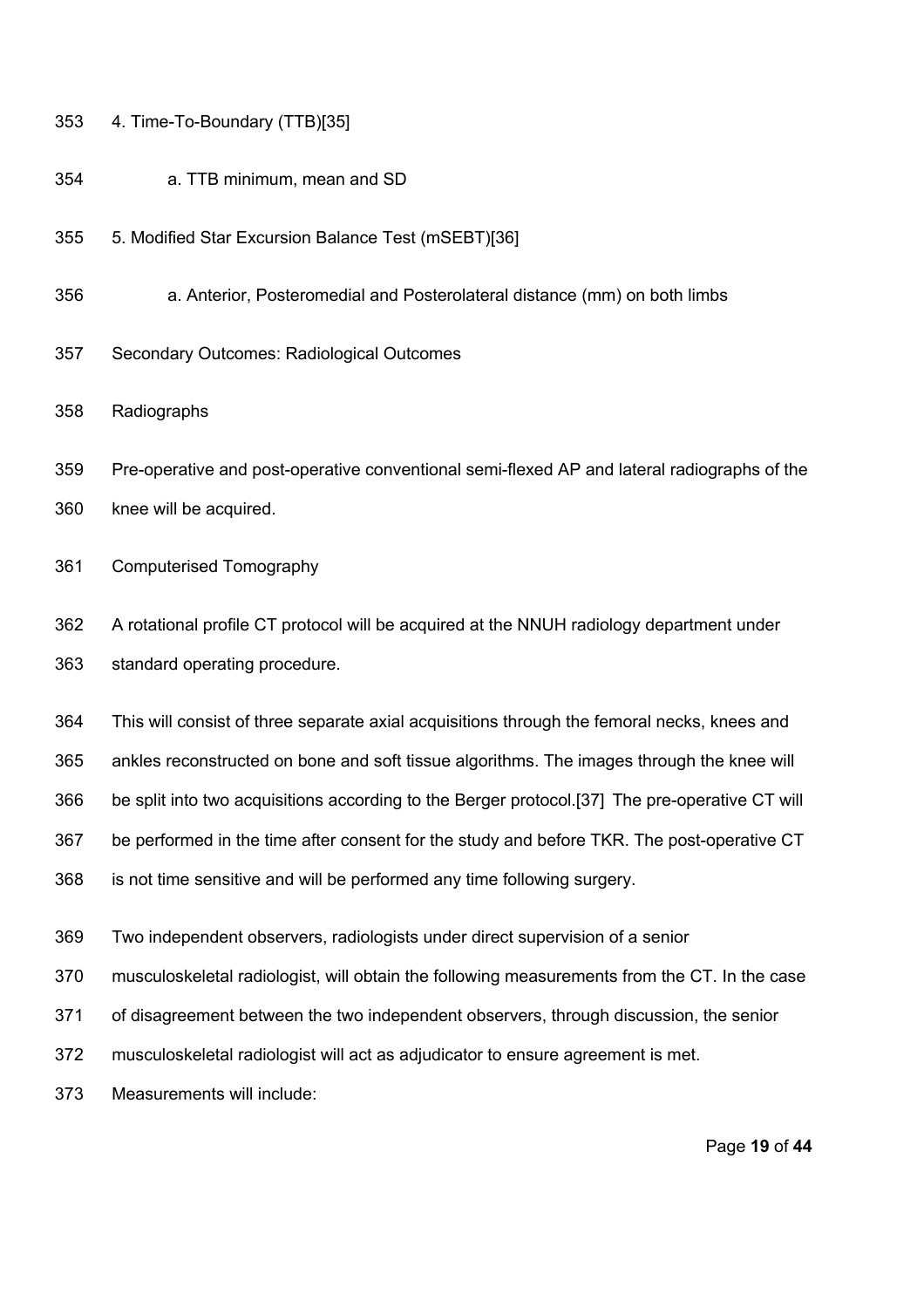4. Time-To-Boundary (TTB)[35]

   a. TTB minimum, mean and SD

5. Modified Star Excursion Balance Test (mSEBT)[36]

   a. Anterior, Posteromedial and Posterolateral distance (mm) on both limbs

Secondary Outcomes: Radiological Outcomes

Radiographs

Pre-operative and post-operative conventional semi-flexed AP and lateral radiographs of the knee will be acquired.

Computerised Tomography

A rotational profile CT protocol will be acquired at the NNUH radiology department under standard operating procedure.

This will consist of three separate axial acquisitions through the femoral necks, knees and ankles reconstructed on bone and soft tissue algorithms. The images through the knee will be split into two acquisitions according to the Berger protocol.[37] The pre-operative CT will be performed in the time after consent for the study and before TKR. The post-operative CT is not time sensitive and will be performed any time following surgery.

Two independent observers, radiologists under direct supervision of a senior musculoskeletal radiologist, will obtain the following measurements from the CT. In the case of disagreement between the two independent observers, through discussion, the senior musculoskeletal radiologist will act as adjudicator to ensure agreement is met.

Measurements will include: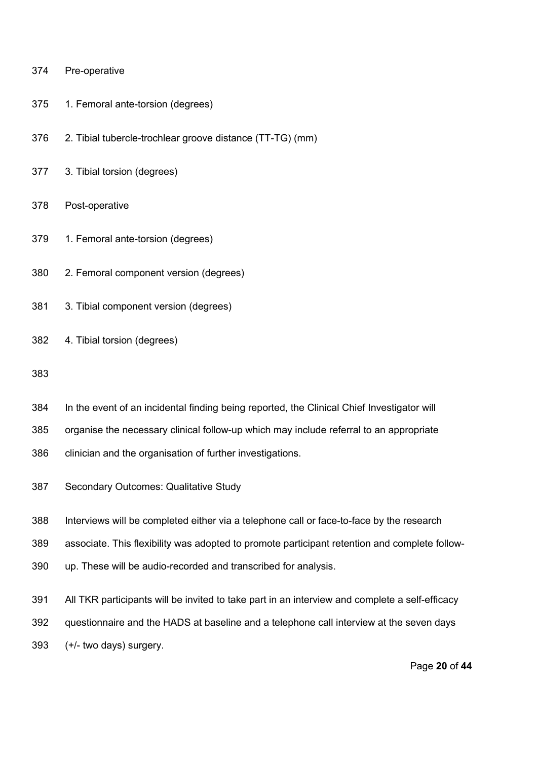Pre-operative

1. Femoral ante-torsion (degrees)
2. Tibial tubercle-trochlear groove distance (TT-TG) (mm)
3. Tibial torsion (degrees)

Post-operative

1. Femoral ante-torsion (degrees)
2. Femoral component version (degrees)
3. Tibial component version (degrees)
4. Tibial torsion (degrees)

In the event of an incidental finding being reported, the Clinical Chief Investigator will organise the necessary clinical follow-up which may include referral to an appropriate clinician and the organisation of further investigations.

Secondary Outcomes: Qualitative Study

Interviews will be completed either via a telephone call or face-to-face by the research associate. This flexibility was adopted to promote participant retention and complete follow-up. These will be audio-recorded and transcribed for analysis.

All TKR participants will be invited to take part in an interview and complete a self-efficacy questionnaire and the HADS at baseline and a telephone call interview at the seven days (+/- two days) surgery.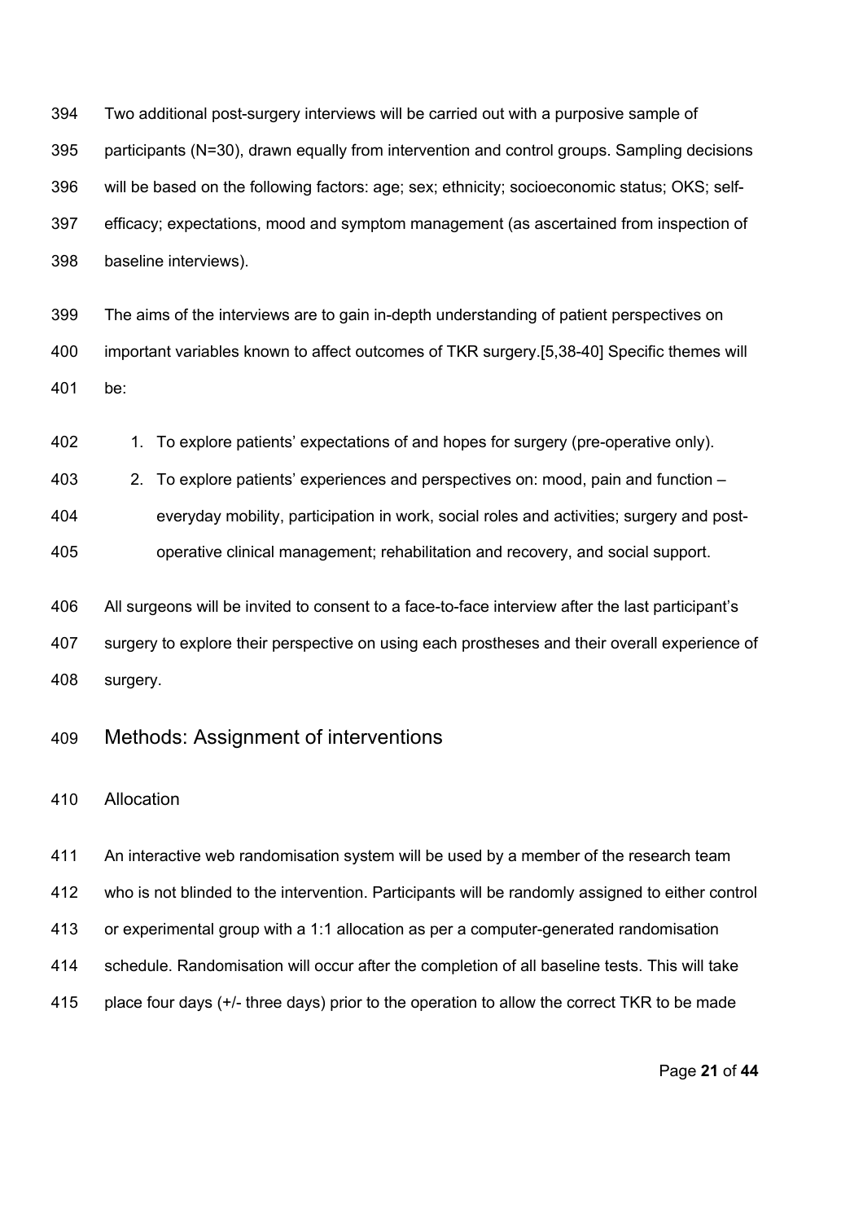Two additional post-surgery interviews will be carried out with a purposive sample of participants (N=30), drawn equally from intervention and control groups. Sampling decisions will be based on the following factors: age; sex; ethnicity; socioeconomic status; OKS; self-efficacy; expectations, mood and symptom management (as ascertained from inspection of baseline interviews).

The aims of the interviews are to gain in-depth understanding of patient perspectives on important variables known to affect outcomes of TKR surgery.[5,38-40] Specific themes will be:

1. To explore patients' expectations of and hopes for surgery (pre-operative only).
2. To explore patients' experiences and perspectives on: mood, pain and function – everyday mobility, participation in work, social roles and activities; surgery and post-operative clinical management; rehabilitation and recovery, and social support.

All surgeons will be invited to consent to a face-to-face interview after the last participant's surgery to explore their perspective on using each prostheses and their overall experience of surgery.

## Methods: Assignment of interventions

### Allocation

An interactive web randomisation system will be used by a member of the research team who is not blinded to the intervention. Participants will be randomly assigned to either control or experimental group with a 1:1 allocation as per a computer-generated randomisation schedule. Randomisation will occur after the completion of all baseline tests. This will take place four days (+/- three days) prior to the operation to allow the correct TKR to be made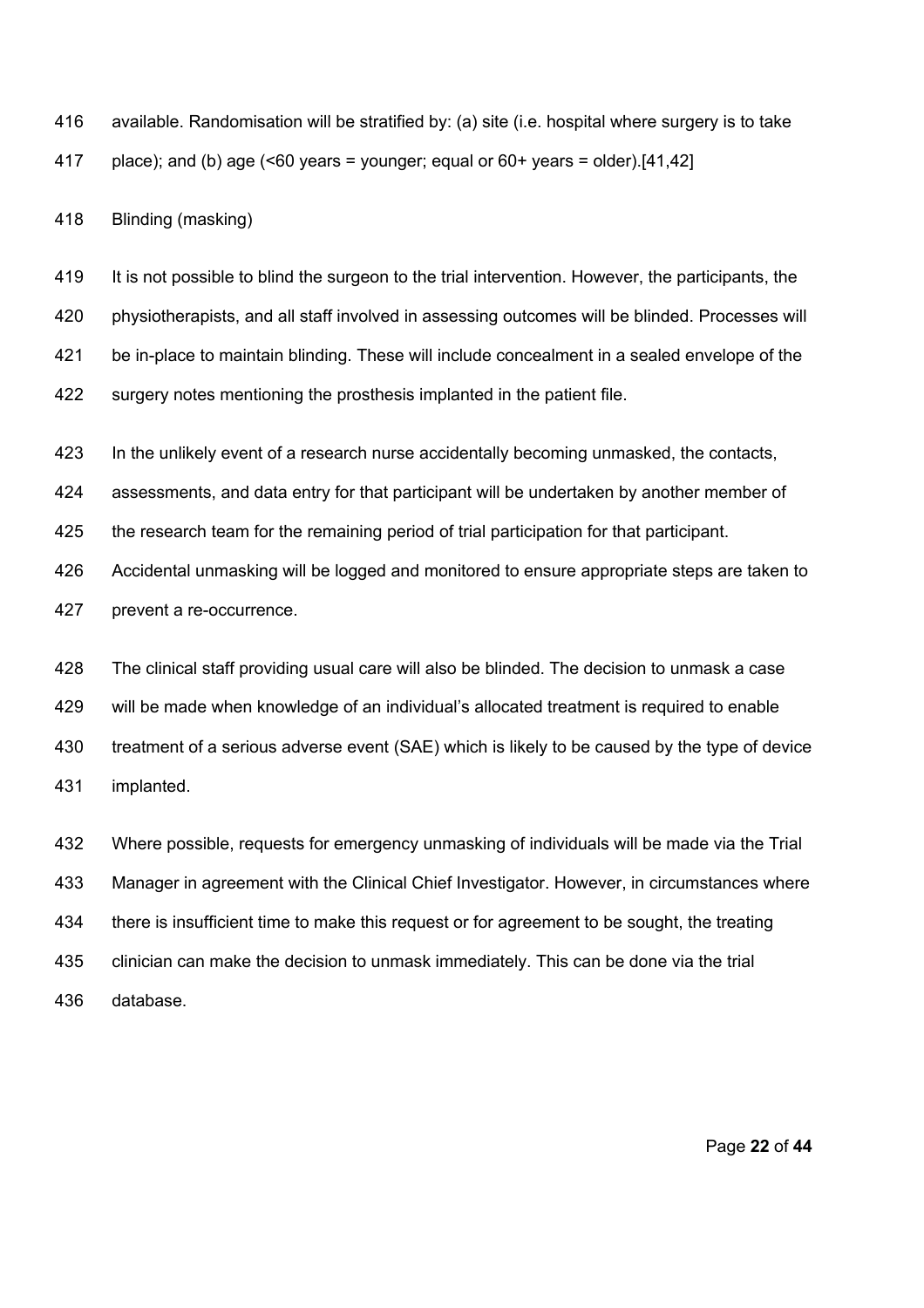available. Randomisation will be stratified by: (a) site (i.e. hospital where surgery is to take place); and (b) age (<60 years = younger; equal or 60+ years = older).[41,42]

## Blinding (masking)

It is not possible to blind the surgeon to the trial intervention. However, the participants, the physiotherapists, and all staff involved in assessing outcomes will be blinded. Processes will be in-place to maintain blinding. These will include concealment in a sealed envelope of the surgery notes mentioning the prosthesis implanted in the patient file.

In the unlikely event of a research nurse accidentally becoming unmasked, the contacts, assessments, and data entry for that participant will be undertaken by another member of the research team for the remaining period of trial participation for that participant. Accidental unmasking will be logged and monitored to ensure appropriate steps are taken to prevent a re-occurrence.

The clinical staff providing usual care will also be blinded. The decision to unmask a case will be made when knowledge of an individual's allocated treatment is required to enable treatment of a serious adverse event (SAE) which is likely to be caused by the type of device implanted.

Where possible, requests for emergency unmasking of individuals will be made via the Trial Manager in agreement with the Clinical Chief Investigator. However, in circumstances where there is insufficient time to make this request or for agreement to be sought, the treating clinician can make the decision to unmask immediately. This can be done via the trial database.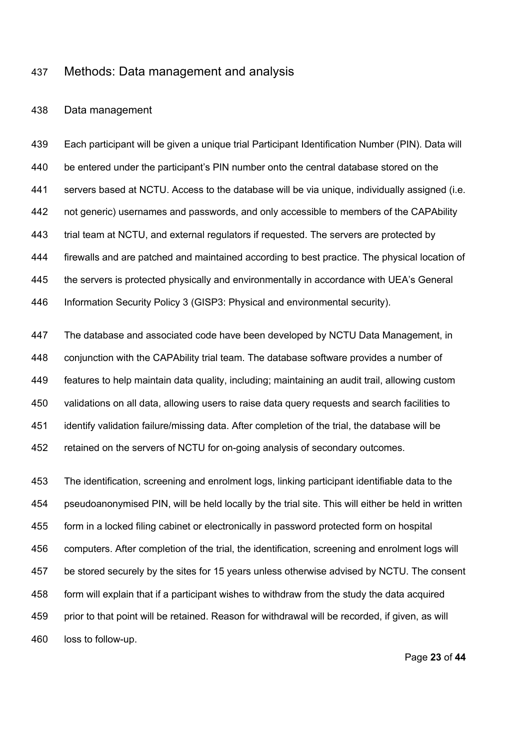## Methods: Data management and analysis

### Data management

Each participant will be given a unique trial Participant Identification Number (PIN). Data will be entered under the participant's PIN number onto the central database stored on the servers based at NCTU. Access to the database will be via unique, individually assigned (i.e. not generic) usernames and passwords, and only accessible to members of the CAPAbility trial team at NCTU, and external regulators if requested. The servers are protected by firewalls and are patched and maintained according to best practice. The physical location of the servers is protected physically and environmentally in accordance with UEA's General Information Security Policy 3 (GISP3: Physical and environmental security).

The database and associated code have been developed by NCTU Data Management, in conjunction with the CAPAbility trial team. The database software provides a number of features to help maintain data quality, including; maintaining an audit trail, allowing custom validations on all data, allowing users to raise data query requests and search facilities to identify validation failure/missing data. After completion of the trial, the database will be retained on the servers of NCTU for on-going analysis of secondary outcomes.

The identification, screening and enrolment logs, linking participant identifiable data to the pseudoanonymised PIN, will be held locally by the trial site. This will either be held in written form in a locked filing cabinet or electronically in password protected form on hospital computers. After completion of the trial, the identification, screening and enrolment logs will be stored securely by the sites for 15 years unless otherwise advised by NCTU. The consent form will explain that if a participant wishes to withdraw from the study the data acquired prior to that point will be retained. Reason for withdrawal will be recorded, if given, as will loss to follow-up.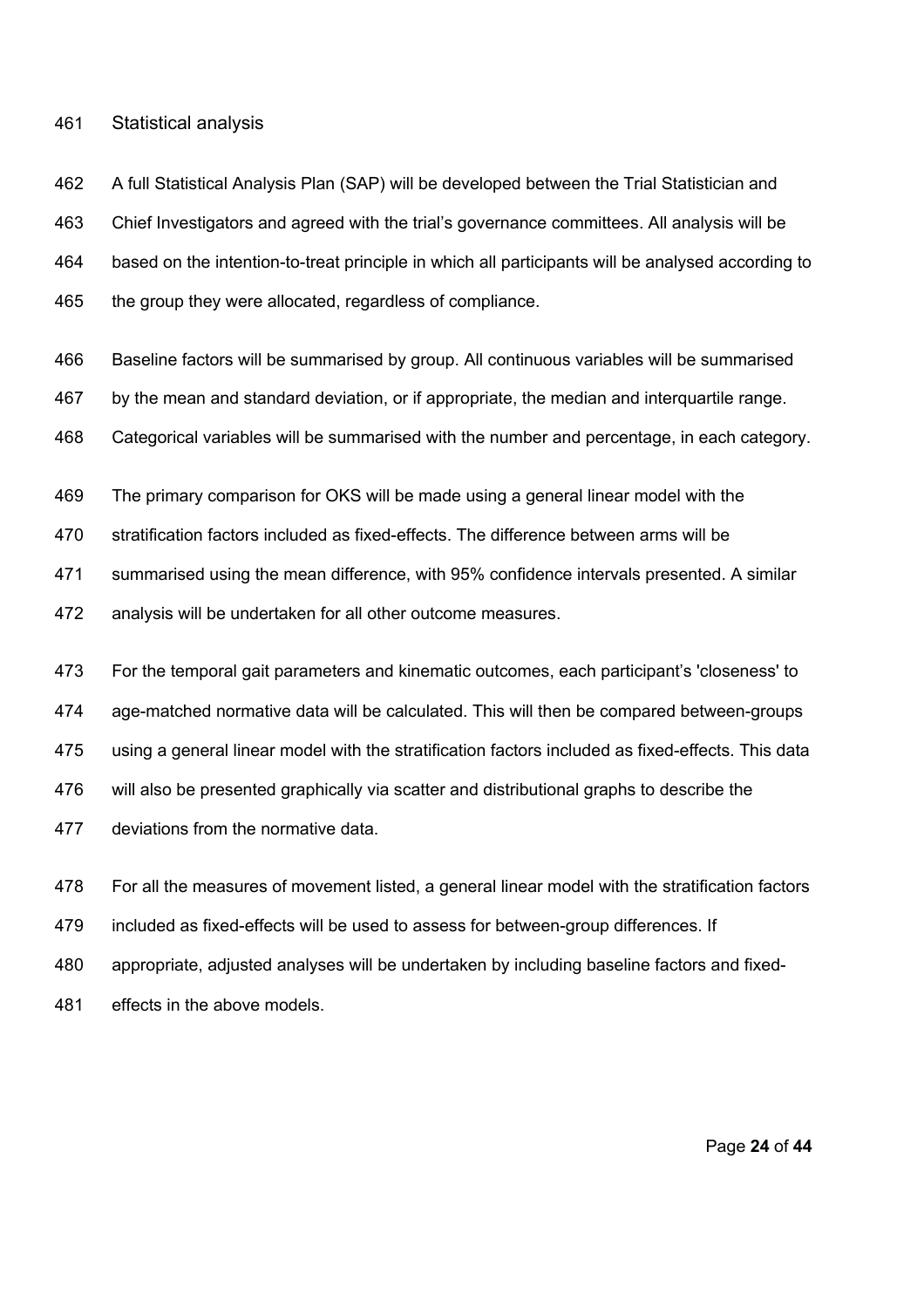## Statistical analysis

A full Statistical Analysis Plan (SAP) will be developed between the Trial Statistician and Chief Investigators and agreed with the trial's governance committees. All analysis will be based on the intention-to-treat principle in which all participants will be analysed according to the group they were allocated, regardless of compliance.

Baseline factors will be summarised by group. All continuous variables will be summarised by the mean and standard deviation, or if appropriate, the median and interquartile range. Categorical variables will be summarised with the number and percentage, in each category.

The primary comparison for OKS will be made using a general linear model with the stratification factors included as fixed-effects. The difference between arms will be summarised using the mean difference, with 95% confidence intervals presented. A similar analysis will be undertaken for all other outcome measures.

For the temporal gait parameters and kinematic outcomes, each participant's 'closeness' to age-matched normative data will be calculated. This will then be compared between-groups using a general linear model with the stratification factors included as fixed-effects. This data will also be presented graphically via scatter and distributional graphs to describe the deviations from the normative data.

For all the measures of movement listed, a general linear model with the stratification factors included as fixed-effects will be used to assess for between-group differences. If appropriate, adjusted analyses will be undertaken by including baseline factors and fixed-effects in the above models.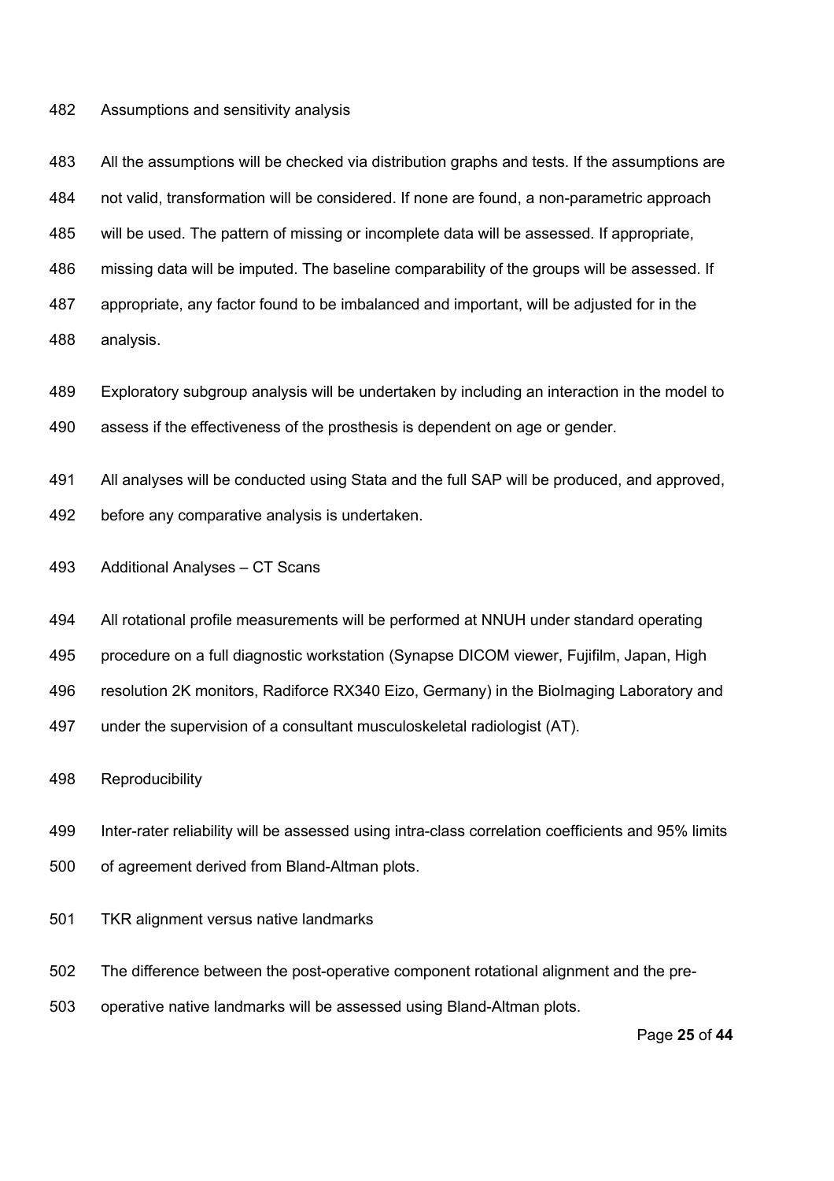Assumptions and sensitivity analysis

All the assumptions will be checked via distribution graphs and tests. If the assumptions are not valid, transformation will be considered. If none are found, a non-parametric approach will be used. The pattern of missing or incomplete data will be assessed. If appropriate, missing data will be imputed. The baseline comparability of the groups will be assessed. If appropriate, any factor found to be imbalanced and important, will be adjusted for in the analysis.

Exploratory subgroup analysis will be undertaken by including an interaction in the model to assess if the effectiveness of the prosthesis is dependent on age or gender.

All analyses will be conducted using Stata and the full SAP will be produced, and approved, before any comparative analysis is undertaken.

Additional Analyses – CT Scans

All rotational profile measurements will be performed at NNUH under standard operating procedure on a full diagnostic workstation (Synapse DICOM viewer, Fujifilm, Japan, High resolution 2K monitors, Radiforce RX340 Eizo, Germany) in the BioImaging Laboratory and under the supervision of a consultant musculoskeletal radiologist (AT).

Reproducibility

Inter-rater reliability will be assessed using intra-class correlation coefficients and 95% limits of agreement derived from Bland-Altman plots.

TKR alignment versus native landmarks

The difference between the post-operative component rotational alignment and the pre-operative native landmarks will be assessed using Bland-Altman plots.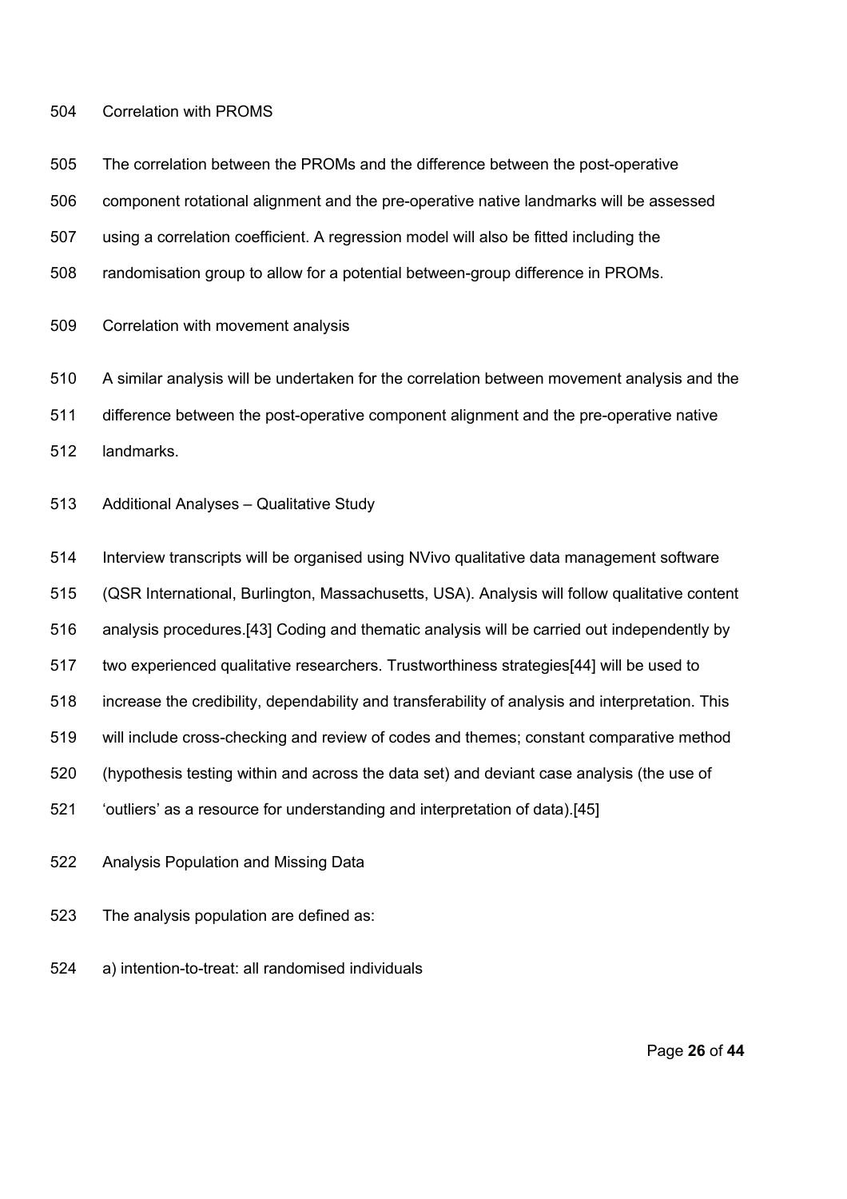Correlation with PROMS

The correlation between the PROMs and the difference between the post-operative component rotational alignment and the pre-operative native landmarks will be assessed using a correlation coefficient. A regression model will also be fitted including the randomisation group to allow for a potential between-group difference in PROMs.

Correlation with movement analysis

A similar analysis will be undertaken for the correlation between movement analysis and the difference between the post-operative component alignment and the pre-operative native landmarks.

Additional Analyses – Qualitative Study

Interview transcripts will be organised using NVivo qualitative data management software (QSR International, Burlington, Massachusetts, USA). Analysis will follow qualitative content analysis procedures.[43] Coding and thematic analysis will be carried out independently by two experienced qualitative researchers. Trustworthiness strategies[44] will be used to increase the credibility, dependability and transferability of analysis and interpretation. This will include cross-checking and review of codes and themes; constant comparative method (hypothesis testing within and across the data set) and deviant case analysis (the use of 'outliers' as a resource for understanding and interpretation of data).[45]

Analysis Population and Missing Data

The analysis population are defined as:

a) intention-to-treat: all randomised individuals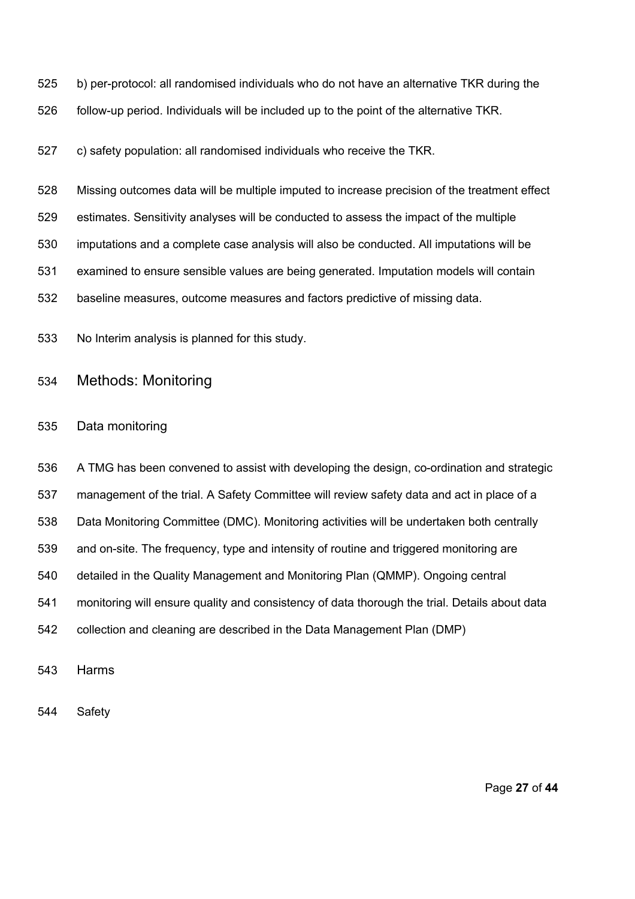b) per-protocol: all randomised individuals who do not have an alternative TKR during the follow-up period. Individuals will be included up to the point of the alternative TKR.

c) safety population: all randomised individuals who receive the TKR.

Missing outcomes data will be multiple imputed to increase precision of the treatment effect estimates. Sensitivity analyses will be conducted to assess the impact of the multiple imputations and a complete case analysis will also be conducted. All imputations will be examined to ensure sensible values are being generated. Imputation models will contain baseline measures, outcome measures and factors predictive of missing data.

No Interim analysis is planned for this study.

## Methods: Monitoring

### Data monitoring

A TMG has been convened to assist with developing the design, co-ordination and strategic management of the trial. A Safety Committee will review safety data and act in place of a Data Monitoring Committee (DMC). Monitoring activities will be undertaken both centrally and on-site. The frequency, type and intensity of routine and triggered monitoring are detailed in the Quality Management and Monitoring Plan (QMMP). Ongoing central monitoring will ensure quality and consistency of data thorough the trial. Details about data collection and cleaning are described in the Data Management Plan (DMP)

### Harms

Safety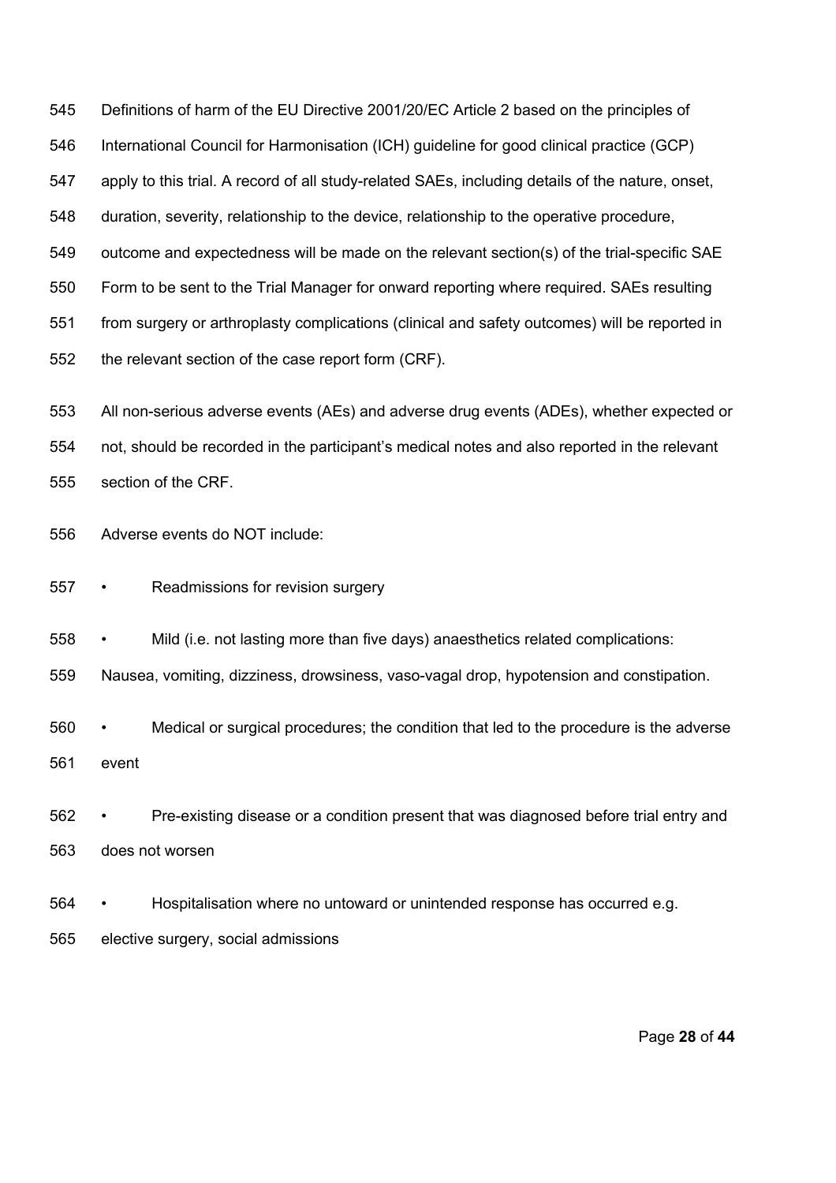Definitions of harm of the EU Directive 2001/20/EC Article 2 based on the principles of International Council for Harmonisation (ICH) guideline for good clinical practice (GCP) apply to this trial. A record of all study-related SAEs, including details of the nature, onset, duration, severity, relationship to the device, relationship to the operative procedure, outcome and expectedness will be made on the relevant section(s) of the trial-specific SAE Form to be sent to the Trial Manager for onward reporting where required. SAEs resulting from surgery or arthroplasty complications (clinical and safety outcomes) will be reported in the relevant section of the case report form (CRF).

All non-serious adverse events (AEs) and adverse drug events (ADEs), whether expected or not, should be recorded in the participant's medical notes and also reported in the relevant section of the CRF.

Adverse events do NOT include:

- Readmissions for revision surgery
- Mild (i.e. not lasting more than five days) anaesthetics related complications: Nausea, vomiting, dizziness, drowsiness, vaso-vagal drop, hypotension and constipation.
- Medical or surgical procedures; the condition that led to the procedure is the adverse event
- Pre-existing disease or a condition present that was diagnosed before trial entry and does not worsen
- Hospitalisation where no untoward or unintended response has occurred e.g. elective surgery, social admissions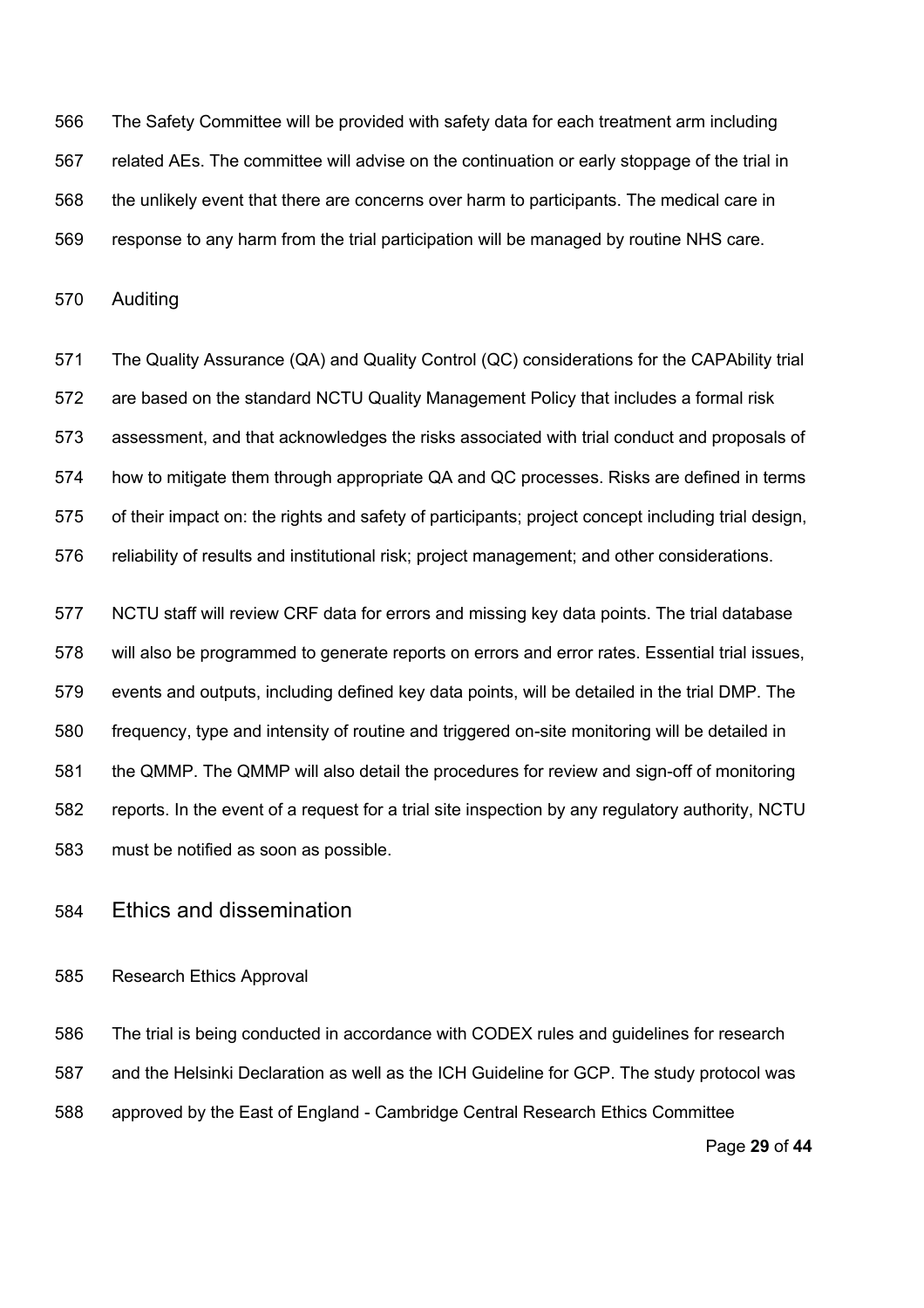The Safety Committee will be provided with safety data for each treatment arm including related AEs. The committee will advise on the continuation or early stoppage of the trial in the unlikely event that there are concerns over harm to participants. The medical care in response to any harm from the trial participation will be managed by routine NHS care.

### Auditing

The Quality Assurance (QA) and Quality Control (QC) considerations for the CAPAbility trial are based on the standard NCTU Quality Management Policy that includes a formal risk assessment, and that acknowledges the risks associated with trial conduct and proposals of how to mitigate them through appropriate QA and QC processes. Risks are defined in terms of their impact on: the rights and safety of participants; project concept including trial design, reliability of results and institutional risk; project management; and other considerations.

NCTU staff will review CRF data for errors and missing key data points. The trial database will also be programmed to generate reports on errors and error rates. Essential trial issues, events and outputs, including defined key data points, will be detailed in the trial DMP. The frequency, type and intensity of routine and triggered on-site monitoring will be detailed in the QMMP. The QMMP will also detail the procedures for review and sign-off of monitoring reports. In the event of a request for a trial site inspection by any regulatory authority, NCTU must be notified as soon as possible.

## Ethics and dissemination

### Research Ethics Approval

The trial is being conducted in accordance with CODEX rules and guidelines for research and the Helsinki Declaration as well as the ICH Guideline for GCP. The study protocol was approved by the East of England - Cambridge Central Research Ethics Committee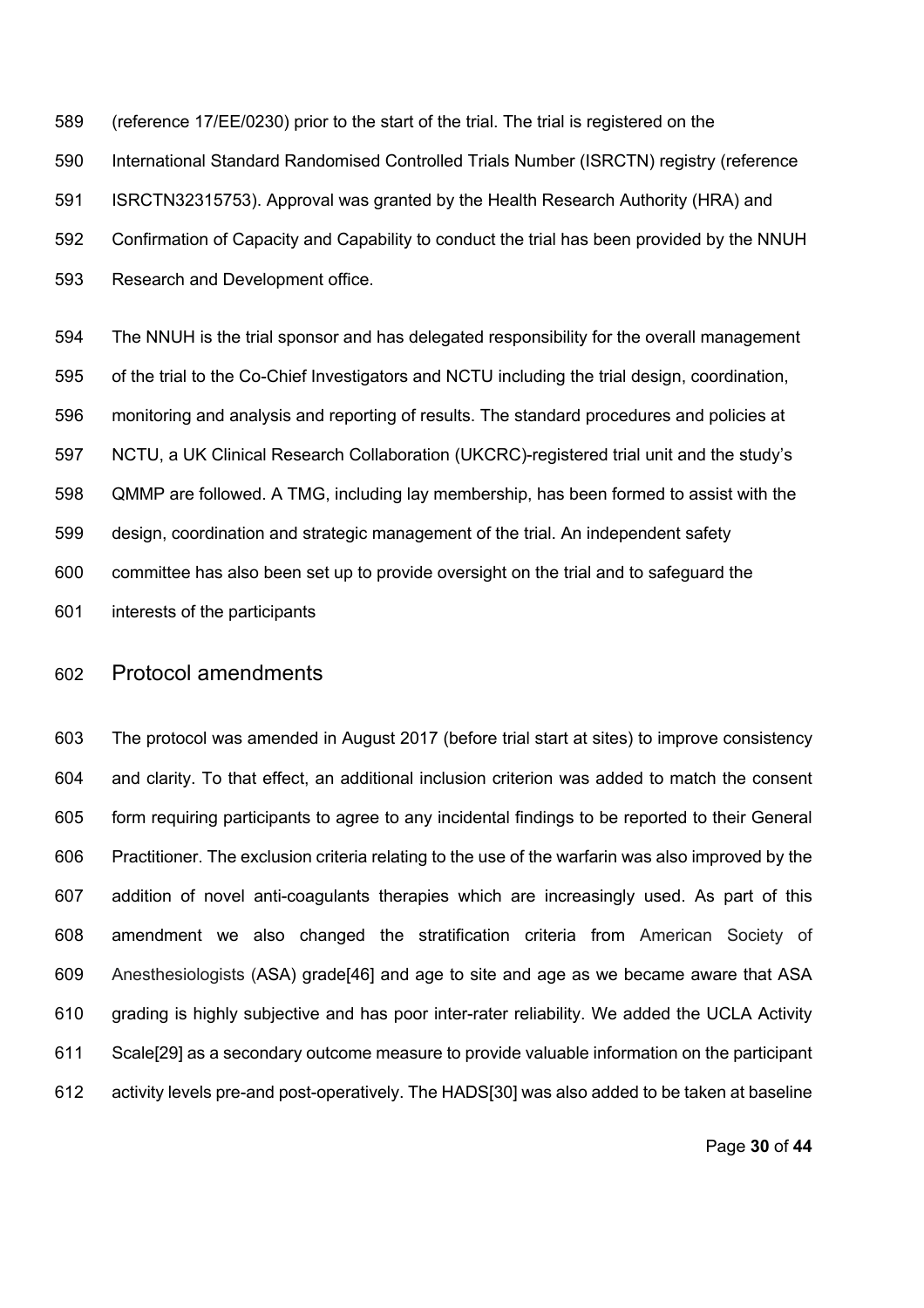(reference 17/EE/0230) prior to the start of the trial. The trial is registered on the International Standard Randomised Controlled Trials Number (ISRCTN) registry (reference ISRCTN32315753). Approval was granted by the Health Research Authority (HRA) and Confirmation of Capacity and Capability to conduct the trial has been provided by the NNUH Research and Development office.

The NNUH is the trial sponsor and has delegated responsibility for the overall management of the trial to the Co-Chief Investigators and NCTU including the trial design, coordination, monitoring and analysis and reporting of results. The standard procedures and policies at NCTU, a UK Clinical Research Collaboration (UKCRC)-registered trial unit and the study's QMMP are followed. A TMG, including lay membership, has been formed to assist with the design, coordination and strategic management of the trial. An independent safety committee has also been set up to provide oversight on the trial and to safeguard the interests of the participants

## Protocol amendments

The protocol was amended in August 2017 (before trial start at sites) to improve consistency and clarity. To that effect, an additional inclusion criterion was added to match the consent form requiring participants to agree to any incidental findings to be reported to their General Practitioner. The exclusion criteria relating to the use of the warfarin was also improved by the addition of novel anti-coagulants therapies which are increasingly used. As part of this amendment we also changed the stratification criteria from American Society of Anesthesiologists (ASA) grade[46] and age to site and age as we became aware that ASA grading is highly subjective and has poor inter-rater reliability. We added the UCLA Activity Scale[29] as a secondary outcome measure to provide valuable information on the participant activity levels pre-and post-operatively. The HADS[30] was also added to be taken at baseline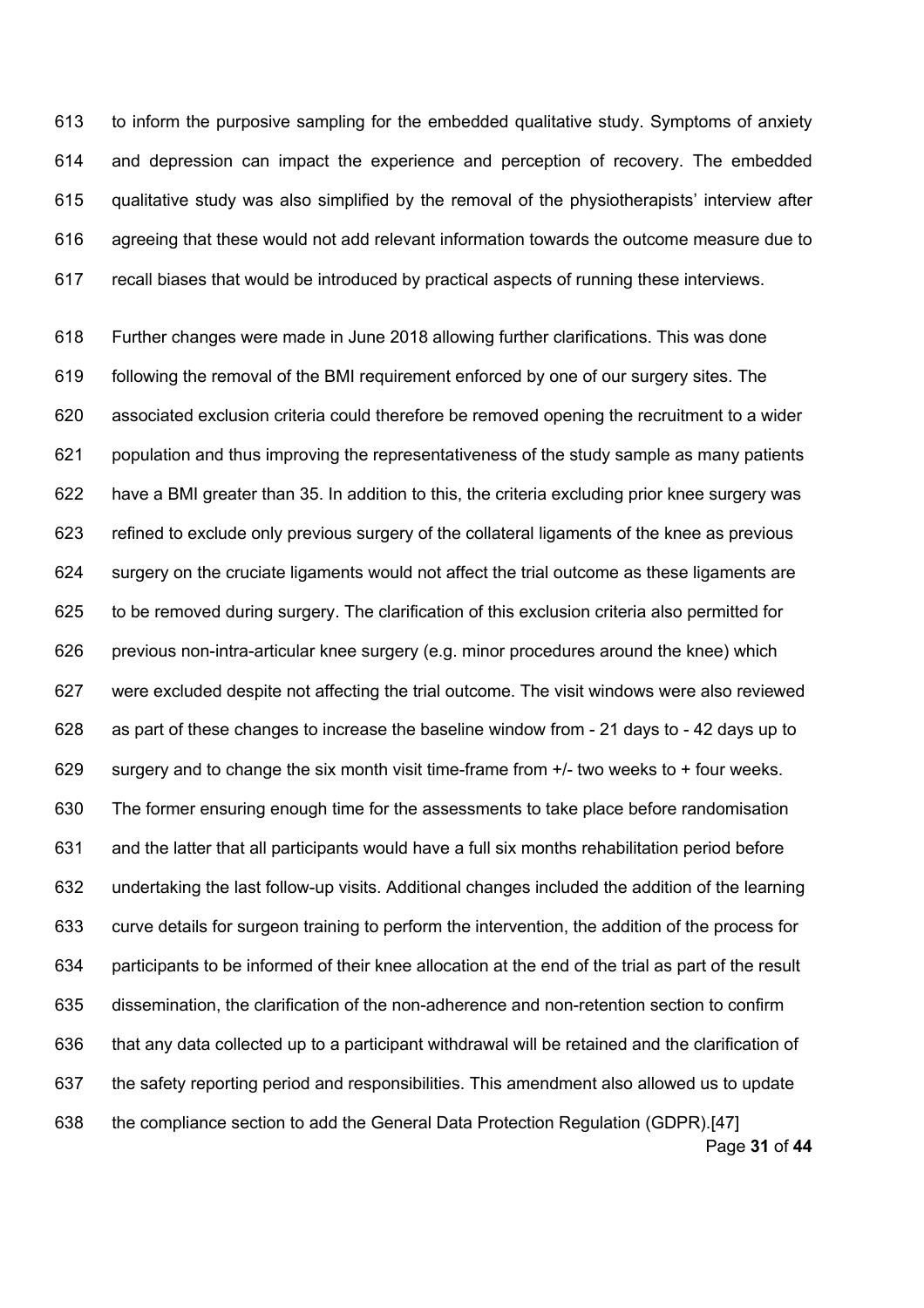to inform the purposive sampling for the embedded qualitative study. Symptoms of anxiety and depression can impact the experience and perception of recovery. The embedded qualitative study was also simplified by the removal of the physiotherapists' interview after agreeing that these would not add relevant information towards the outcome measure due to recall biases that would be introduced by practical aspects of running these interviews.

Further changes were made in June 2018 allowing further clarifications. This was done following the removal of the BMI requirement enforced by one of our surgery sites. The associated exclusion criteria could therefore be removed opening the recruitment to a wider population and thus improving the representativeness of the study sample as many patients have a BMI greater than 35. In addition to this, the criteria excluding prior knee surgery was refined to exclude only previous surgery of the collateral ligaments of the knee as previous surgery on the cruciate ligaments would not affect the trial outcome as these ligaments are to be removed during surgery. The clarification of this exclusion criteria also permitted for previous non-intra-articular knee surgery (e.g. minor procedures around the knee) which were excluded despite not affecting the trial outcome. The visit windows were also reviewed as part of these changes to increase the baseline window from - 21 days to - 42 days up to surgery and to change the six month visit time-frame from +/- two weeks to + four weeks. The former ensuring enough time for the assessments to take place before randomisation and the latter that all participants would have a full six months rehabilitation period before undertaking the last follow-up visits. Additional changes included the addition of the learning curve details for surgeon training to perform the intervention, the addition of the process for participants to be informed of their knee allocation at the end of the trial as part of the result dissemination, the clarification of the non-adherence and non-retention section to confirm that any data collected up to a participant withdrawal will be retained and the clarification of the safety reporting period and responsibilities. This amendment also allowed us to update the compliance section to add the General Data Protection Regulation (GDPR).[47]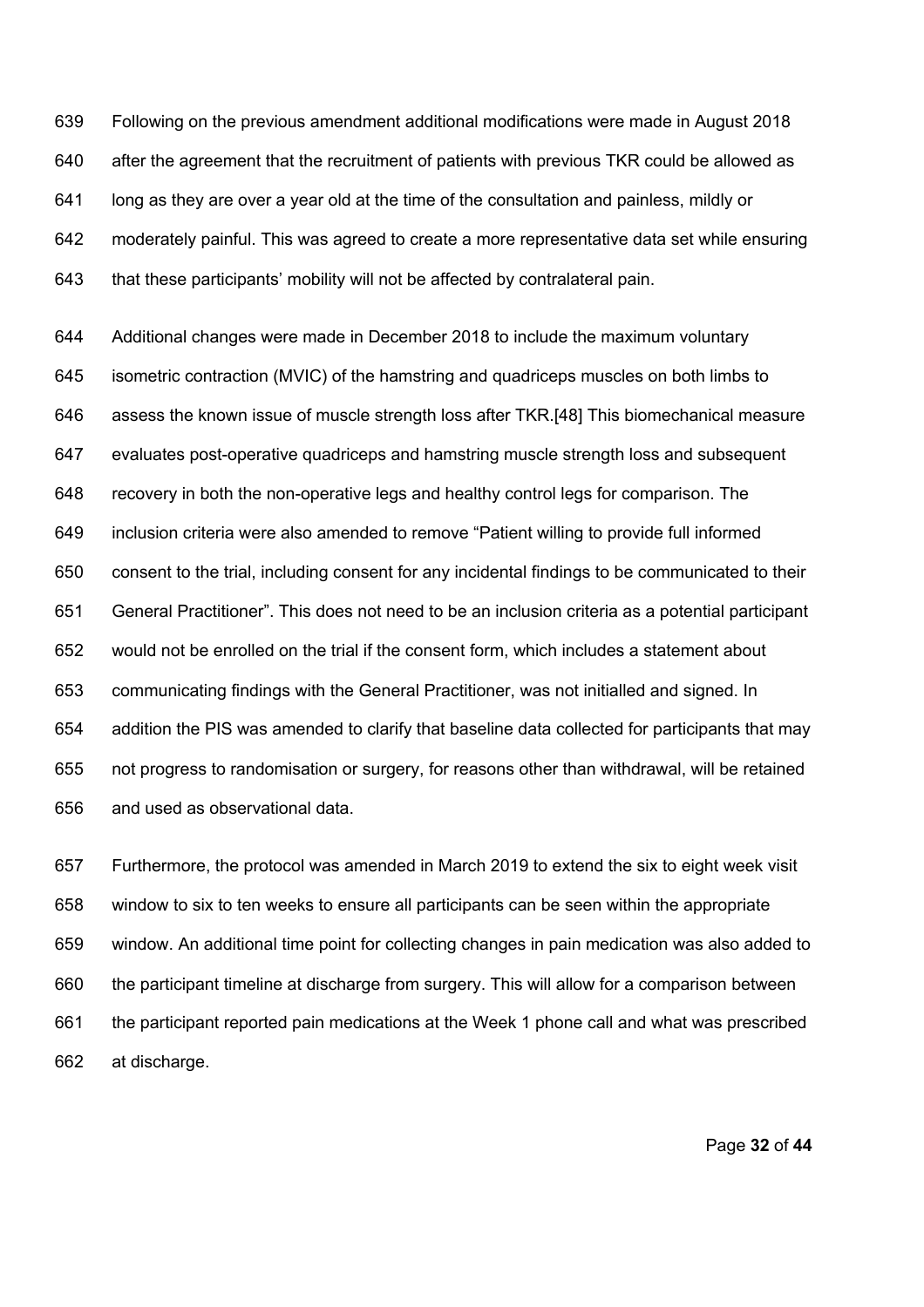Following on the previous amendment additional modifications were made in August 2018 after the agreement that the recruitment of patients with previous TKR could be allowed as long as they are over a year old at the time of the consultation and painless, mildly or moderately painful. This was agreed to create a more representative data set while ensuring that these participants' mobility will not be affected by contralateral pain.

Additional changes were made in December 2018 to include the maximum voluntary isometric contraction (MVIC) of the hamstring and quadriceps muscles on both limbs to assess the known issue of muscle strength loss after TKR.[48] This biomechanical measure evaluates post-operative quadriceps and hamstring muscle strength loss and subsequent recovery in both the non-operative legs and healthy control legs for comparison. The inclusion criteria were also amended to remove "Patient willing to provide full informed consent to the trial, including consent for any incidental findings to be communicated to their General Practitioner". This does not need to be an inclusion criteria as a potential participant would not be enrolled on the trial if the consent form, which includes a statement about communicating findings with the General Practitioner, was not initialled and signed. In addition the PIS was amended to clarify that baseline data collected for participants that may not progress to randomisation or surgery, for reasons other than withdrawal, will be retained and used as observational data.

Furthermore, the protocol was amended in March 2019 to extend the six to eight week visit window to six to ten weeks to ensure all participants can be seen within the appropriate window. An additional time point for collecting changes in pain medication was also added to the participant timeline at discharge from surgery. This will allow for a comparison between the participant reported pain medications at the Week 1 phone call and what was prescribed at discharge.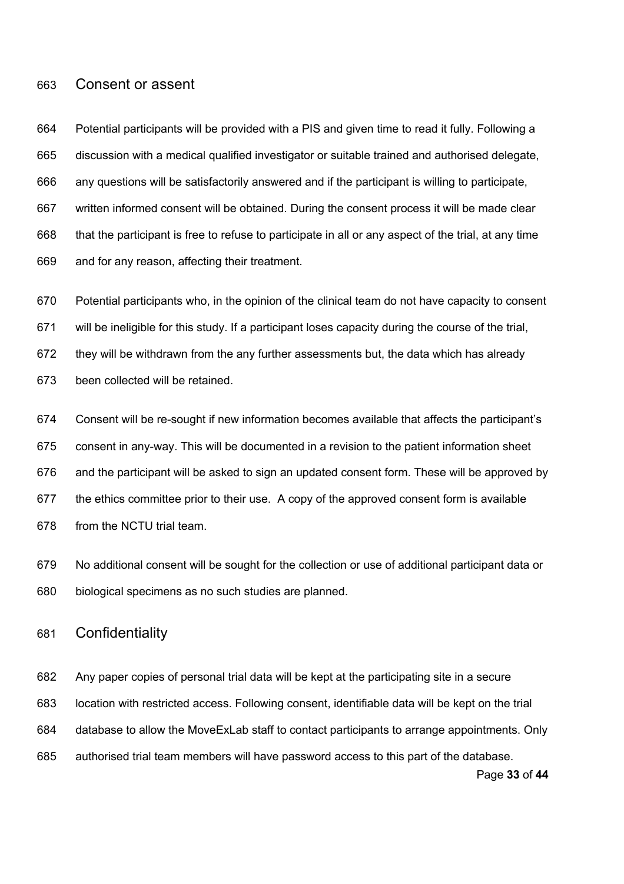## Consent or assent

Potential participants will be provided with a PIS and given time to read it fully. Following a discussion with a medical qualified investigator or suitable trained and authorised delegate, any questions will be satisfactorily answered and if the participant is willing to participate, written informed consent will be obtained. During the consent process it will be made clear that the participant is free to refuse to participate in all or any aspect of the trial, at any time and for any reason, affecting their treatment.

Potential participants who, in the opinion of the clinical team do not have capacity to consent will be ineligible for this study. If a participant loses capacity during the course of the trial, they will be withdrawn from the any further assessments but, the data which has already been collected will be retained.

Consent will be re-sought if new information becomes available that affects the participant's consent in any-way. This will be documented in a revision to the patient information sheet and the participant will be asked to sign an updated consent form. These will be approved by the ethics committee prior to their use. A copy of the approved consent form is available from the NCTU trial team.

No additional consent will be sought for the collection or use of additional participant data or biological specimens as no such studies are planned.

## Confidentiality

Any paper copies of personal trial data will be kept at the participating site in a secure location with restricted access. Following consent, identifiable data will be kept on the trial database to allow the MoveExLab staff to contact participants to arrange appointments. Only authorised trial team members will have password access to this part of the database.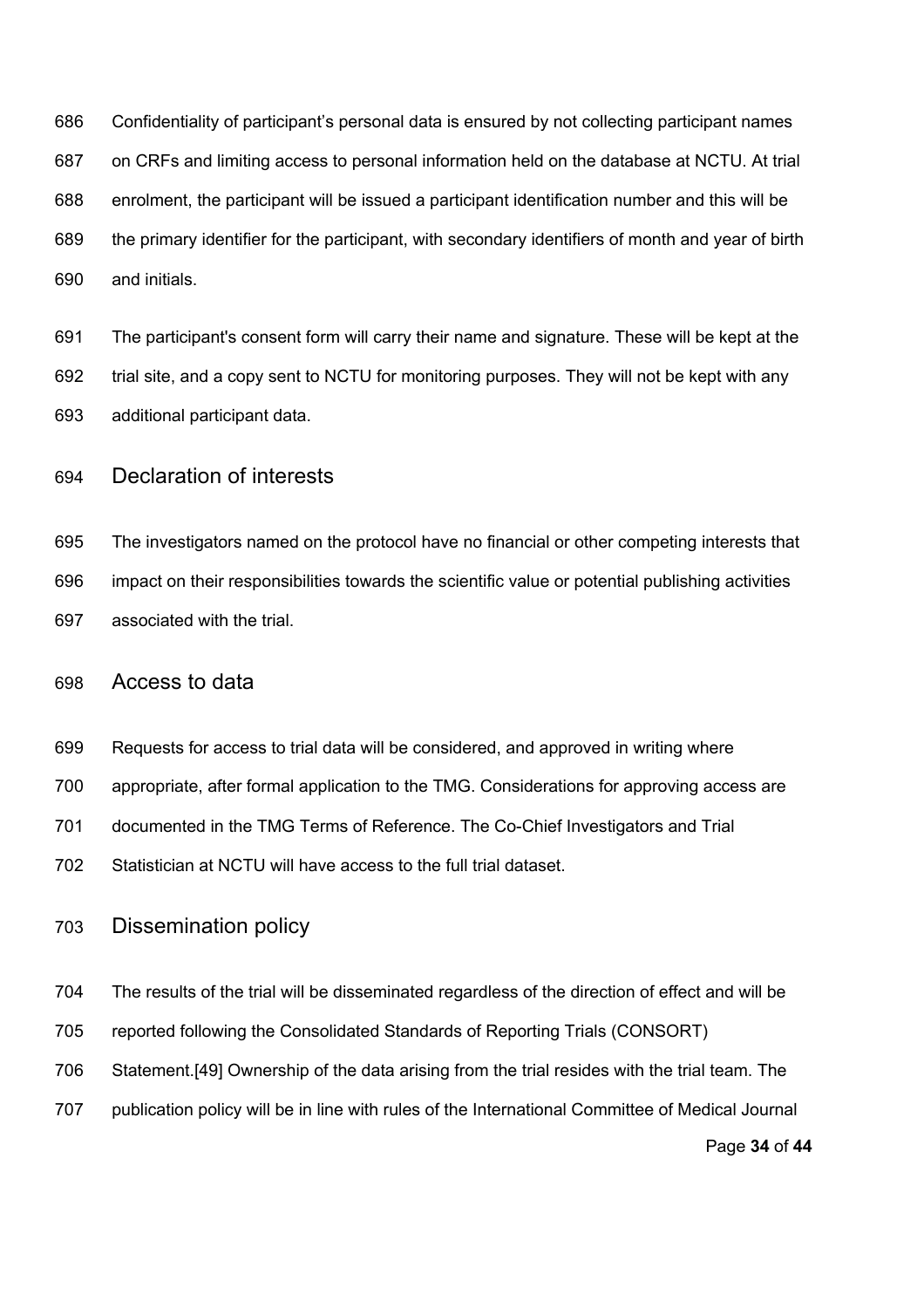Confidentiality of participant's personal data is ensured by not collecting participant names on CRFs and limiting access to personal information held on the database at NCTU. At trial enrolment, the participant will be issued a participant identification number and this will be the primary identifier for the participant, with secondary identifiers of month and year of birth and initials.

The participant's consent form will carry their name and signature. These will be kept at the trial site, and a copy sent to NCTU for monitoring purposes. They will not be kept with any additional participant data.

## Declaration of interests

The investigators named on the protocol have no financial or other competing interests that impact on their responsibilities towards the scientific value or potential publishing activities associated with the trial.

## Access to data

Requests for access to trial data will be considered, and approved in writing where appropriate, after formal application to the TMG. Considerations for approving access are documented in the TMG Terms of Reference. The Co-Chief Investigators and Trial Statistician at NCTU will have access to the full trial dataset.

## Dissemination policy

The results of the trial will be disseminated regardless of the direction of effect and will be reported following the Consolidated Standards of Reporting Trials (CONSORT) Statement.[49] Ownership of the data arising from the trial resides with the trial team. The publication policy will be in line with rules of the International Committee of Medical Journal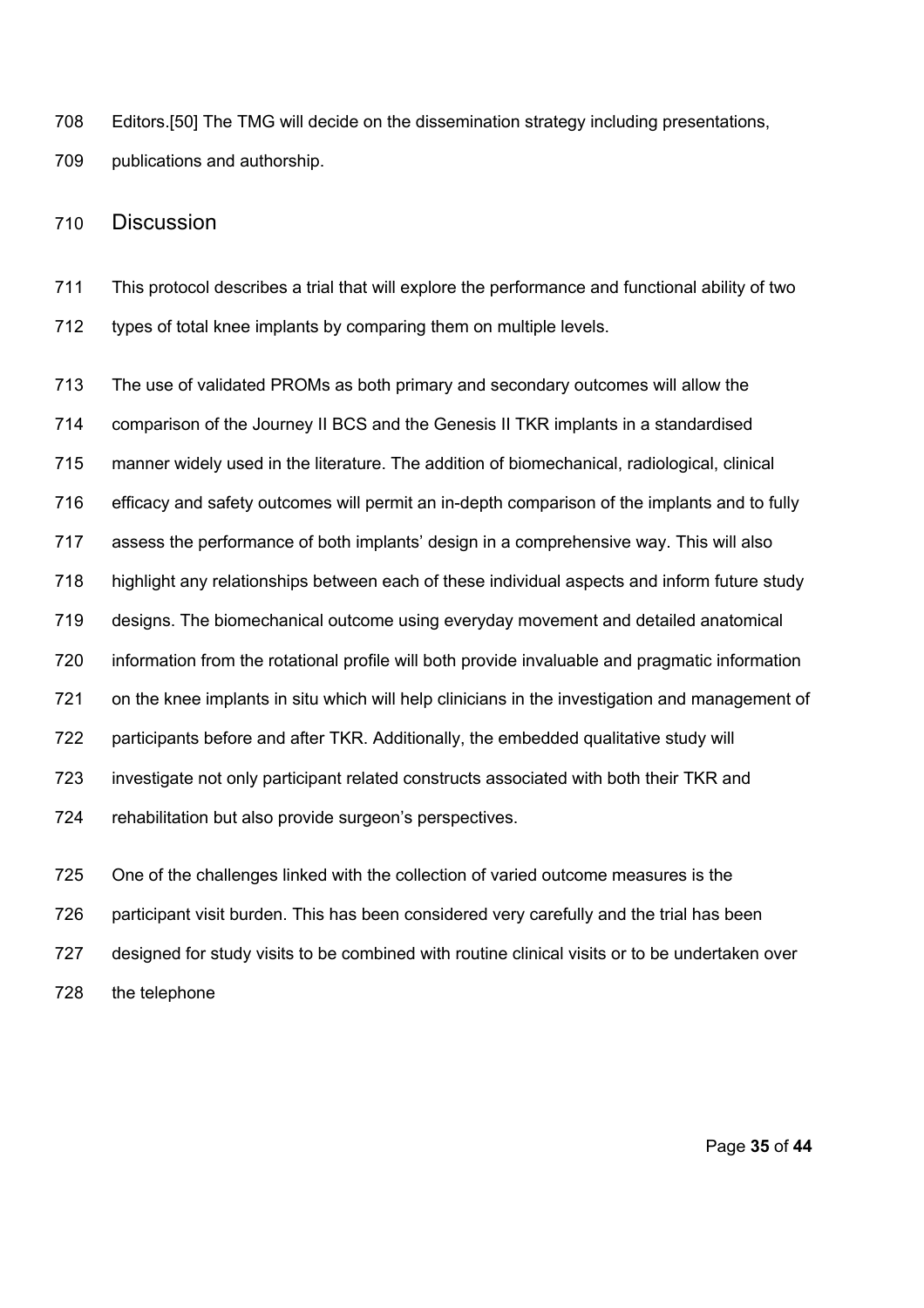Editors.[50] The TMG will decide on the dissemination strategy including presentations, publications and authorship.

## Discussion

This protocol describes a trial that will explore the performance and functional ability of two types of total knee implants by comparing them on multiple levels.

The use of validated PROMs as both primary and secondary outcomes will allow the comparison of the Journey II BCS and the Genesis II TKR implants in a standardised manner widely used in the literature. The addition of biomechanical, radiological, clinical efficacy and safety outcomes will permit an in-depth comparison of the implants and to fully assess the performance of both implants' design in a comprehensive way. This will also highlight any relationships between each of these individual aspects and inform future study designs. The biomechanical outcome using everyday movement and detailed anatomical information from the rotational profile will both provide invaluable and pragmatic information on the knee implants in situ which will help clinicians in the investigation and management of participants before and after TKR. Additionally, the embedded qualitative study will investigate not only participant related constructs associated with both their TKR and rehabilitation but also provide surgeon's perspectives.

One of the challenges linked with the collection of varied outcome measures is the participant visit burden. This has been considered very carefully and the trial has been designed for study visits to be combined with routine clinical visits or to be undertaken over the telephone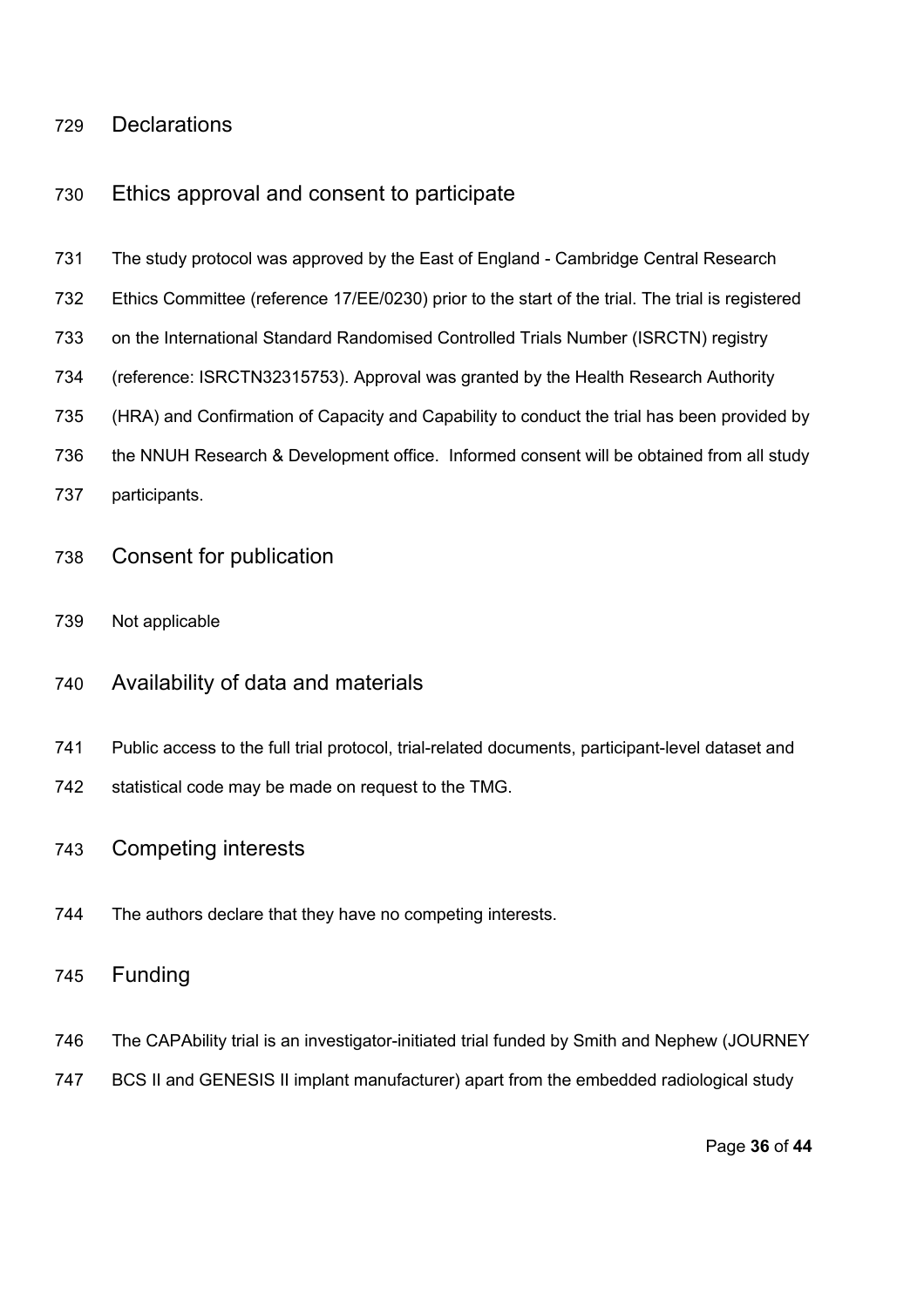# Declarations

## Ethics approval and consent to participate

The study protocol was approved by the East of England - Cambridge Central Research Ethics Committee (reference 17/EE/0230) prior to the start of the trial. The trial is registered on the International Standard Randomised Controlled Trials Number (ISRCTN) registry (reference: ISRCTN32315753). Approval was granted by the Health Research Authority (HRA) and Confirmation of Capacity and Capability to conduct the trial has been provided by the NNUH Research & Development office. Informed consent will be obtained from all study participants.

## Consent for publication

Not applicable

## Availability of data and materials

Public access to the full trial protocol, trial-related documents, participant-level dataset and statistical code may be made on request to the TMG.

## Competing interests

The authors declare that they have no competing interests.

## Funding

The CAPAbility trial is an investigator-initiated trial funded by Smith and Nephew (JOURNEY BCS II and GENESIS II implant manufacturer) apart from the embedded radiological study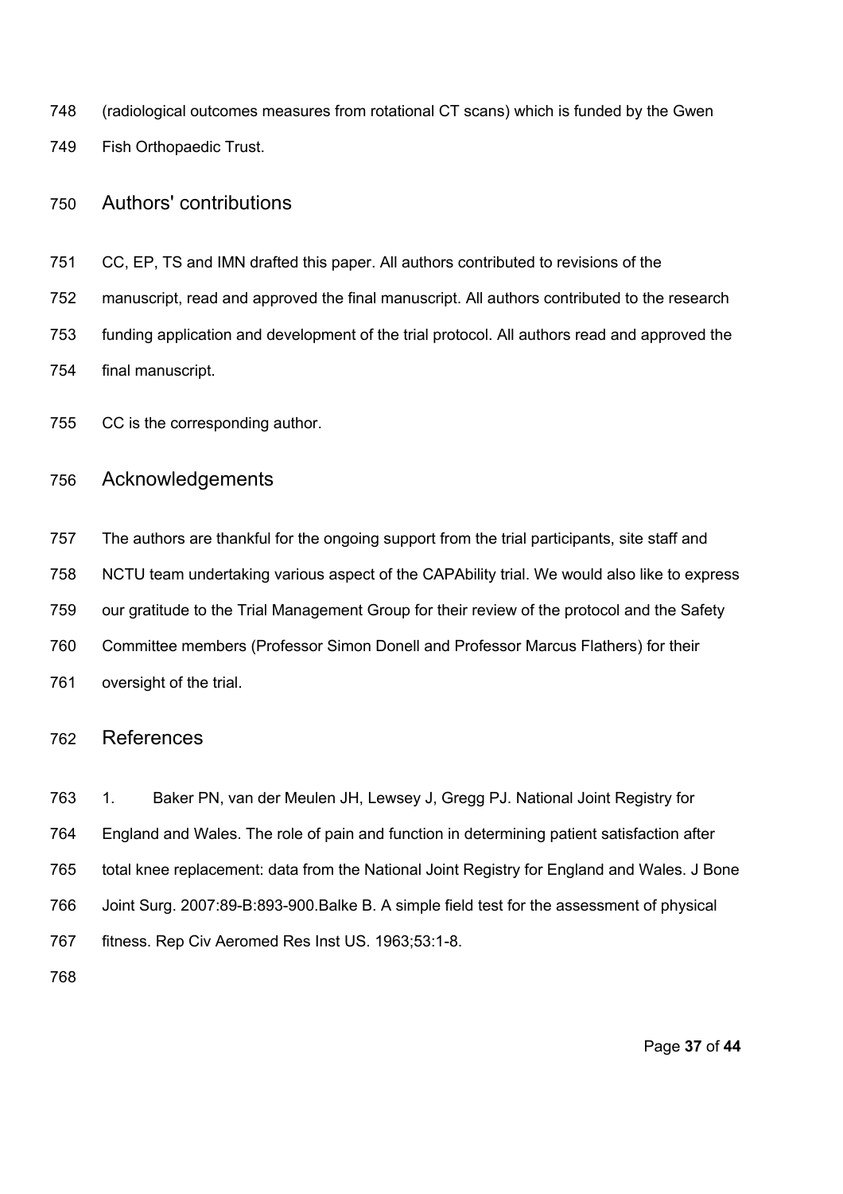(radiological outcomes measures from rotational CT scans) which is funded by the Gwen Fish Orthopaedic Trust.

## Authors' contributions

CC, EP, TS and IMN drafted this paper. All authors contributed to revisions of the manuscript, read and approved the final manuscript. All authors contributed to the research funding application and development of the trial protocol. All authors read and approved the final manuscript.

CC is the corresponding author.

## Acknowledgements

The authors are thankful for the ongoing support from the trial participants, site staff and NCTU team undertaking various aspect of the CAPAbility trial. We would also like to express our gratitude to the Trial Management Group for their review of the protocol and the Safety Committee members (Professor Simon Donell and Professor Marcus Flathers) for their oversight of the trial.

## References

1. Baker PN, van der Meulen JH, Lewsey J, Gregg PJ. National Joint Registry for England and Wales. The role of pain and function in determining patient satisfaction after total knee replacement: data from the National Joint Registry for England and Wales. J Bone Joint Surg. 2007:89-B:893-900.Balke B. A simple field test for the assessment of physical fitness. Rep Civ Aeromed Res Inst US. 1963;53:1-8.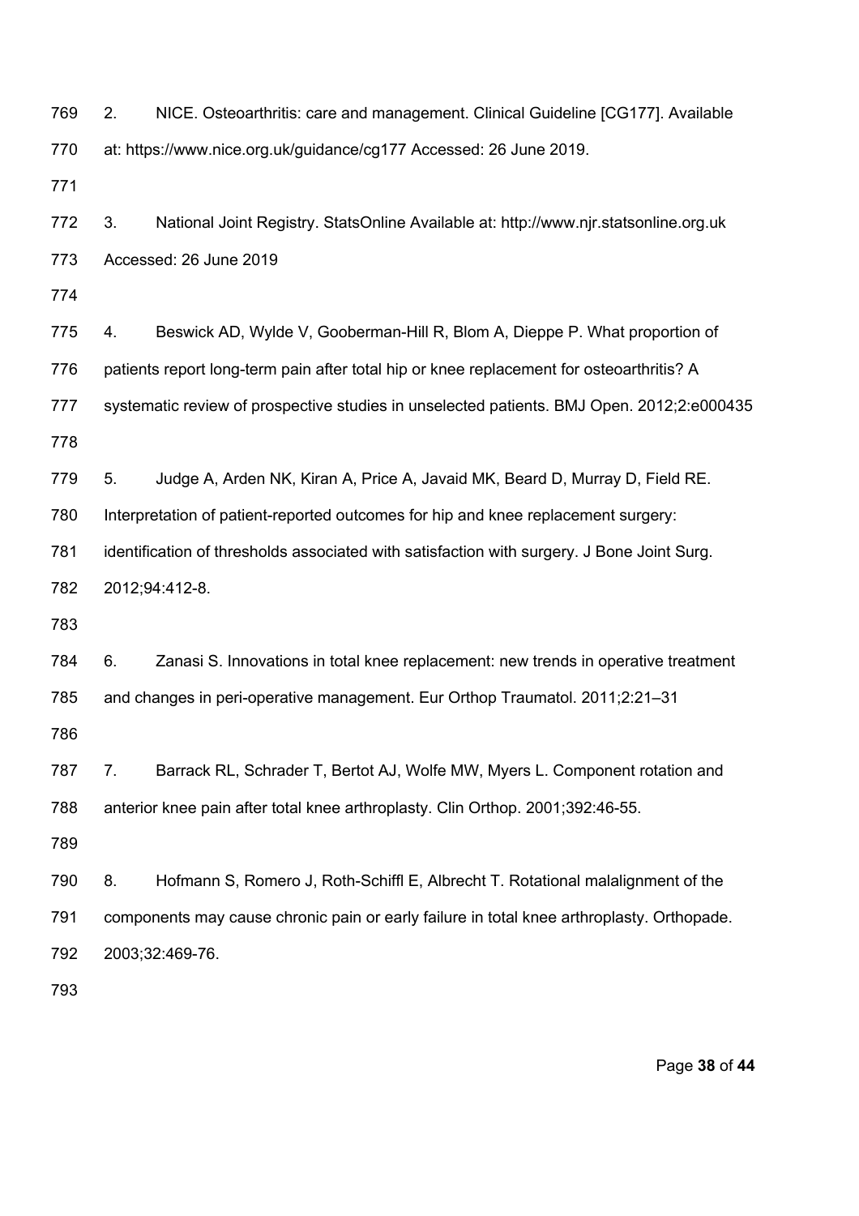2. NICE. Osteoarthritis: care and management. Clinical Guideline [CG177]. Available at: https://www.nice.org.uk/guidance/cg177 Accessed: 26 June 2019.

3. National Joint Registry. StatsOnline Available at: http://www.njr.statsonline.org.uk Accessed: 26 June 2019

4. Beswick AD, Wylde V, Gooberman-Hill R, Blom A, Dieppe P. What proportion of patients report long-term pain after total hip or knee replacement for osteoarthritis? A systematic review of prospective studies in unselected patients. BMJ Open. 2012;2:e000435

5. Judge A, Arden NK, Kiran A, Price A, Javaid MK, Beard D, Murray D, Field RE. Interpretation of patient-reported outcomes for hip and knee replacement surgery: identification of thresholds associated with satisfaction with surgery. J Bone Joint Surg. 2012;94:412-8.

6. Zanasi S. Innovations in total knee replacement: new trends in operative treatment and changes in peri-operative management. Eur Orthop Traumatol. 2011;2:21–31

7. Barrack RL, Schrader T, Bertot AJ, Wolfe MW, Myers L. Component rotation and anterior knee pain after total knee arthroplasty. Clin Orthop. 2001;392:46-55.

8. Hofmann S, Romero J, Roth-Schiffl E, Albrecht T. Rotational malalignment of the components may cause chronic pain or early failure in total knee arthroplasty. Orthopade. 2003;32:469-76.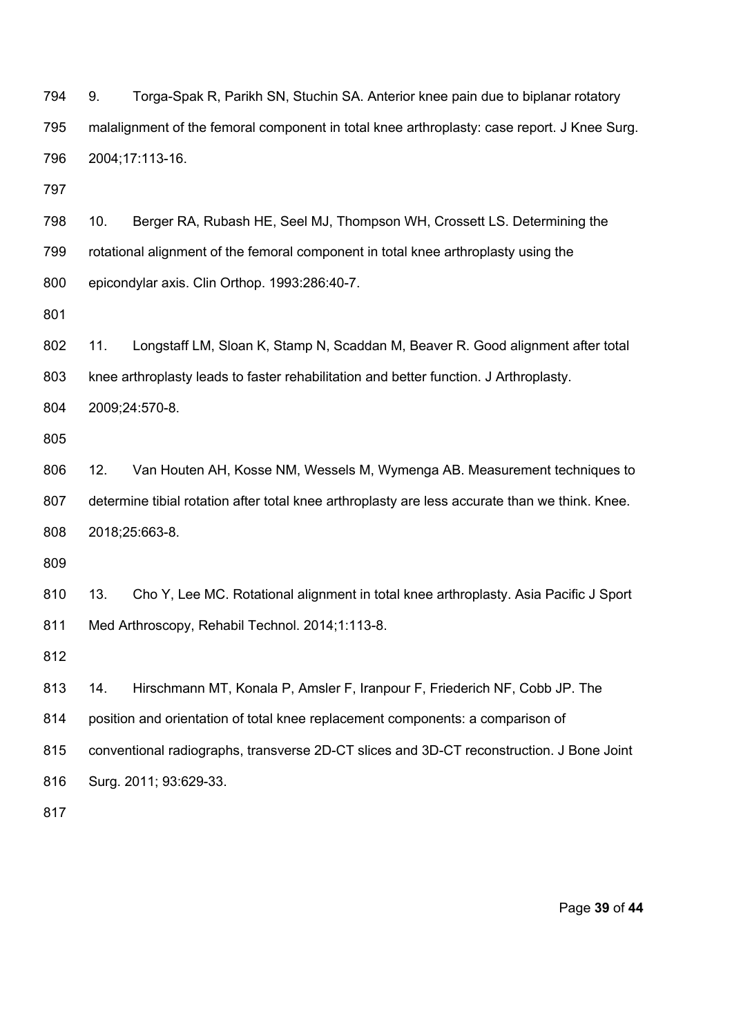9. Torga-Spak R, Parikh SN, Stuchin SA. Anterior knee pain due to biplanar rotatory malalignment of the femoral component in total knee arthroplasty: case report. J Knee Surg. 2004;17:113-16.

10. Berger RA, Rubash HE, Seel MJ, Thompson WH, Crossett LS. Determining the rotational alignment of the femoral component in total knee arthroplasty using the epicondylar axis. Clin Orthop. 1993:286:40-7.

11. Longstaff LM, Sloan K, Stamp N, Scaddan M, Beaver R. Good alignment after total knee arthroplasty leads to faster rehabilitation and better function. J Arthroplasty. 2009;24:570-8.

12. Van Houten AH, Kosse NM, Wessels M, Wymenga AB. Measurement techniques to determine tibial rotation after total knee arthroplasty are less accurate than we think. Knee. 2018;25:663-8.

13. Cho Y, Lee MC. Rotational alignment in total knee arthroplasty. Asia Pacific J Sport Med Arthroscopy, Rehabil Technol. 2014;1:113-8.

14. Hirschmann MT, Konala P, Amsler F, Iranpour F, Friederich NF, Cobb JP. The position and orientation of total knee replacement components: a comparison of conventional radiographs, transverse 2D-CT slices and 3D-CT reconstruction. J Bone Joint Surg. 2011; 93:629-33.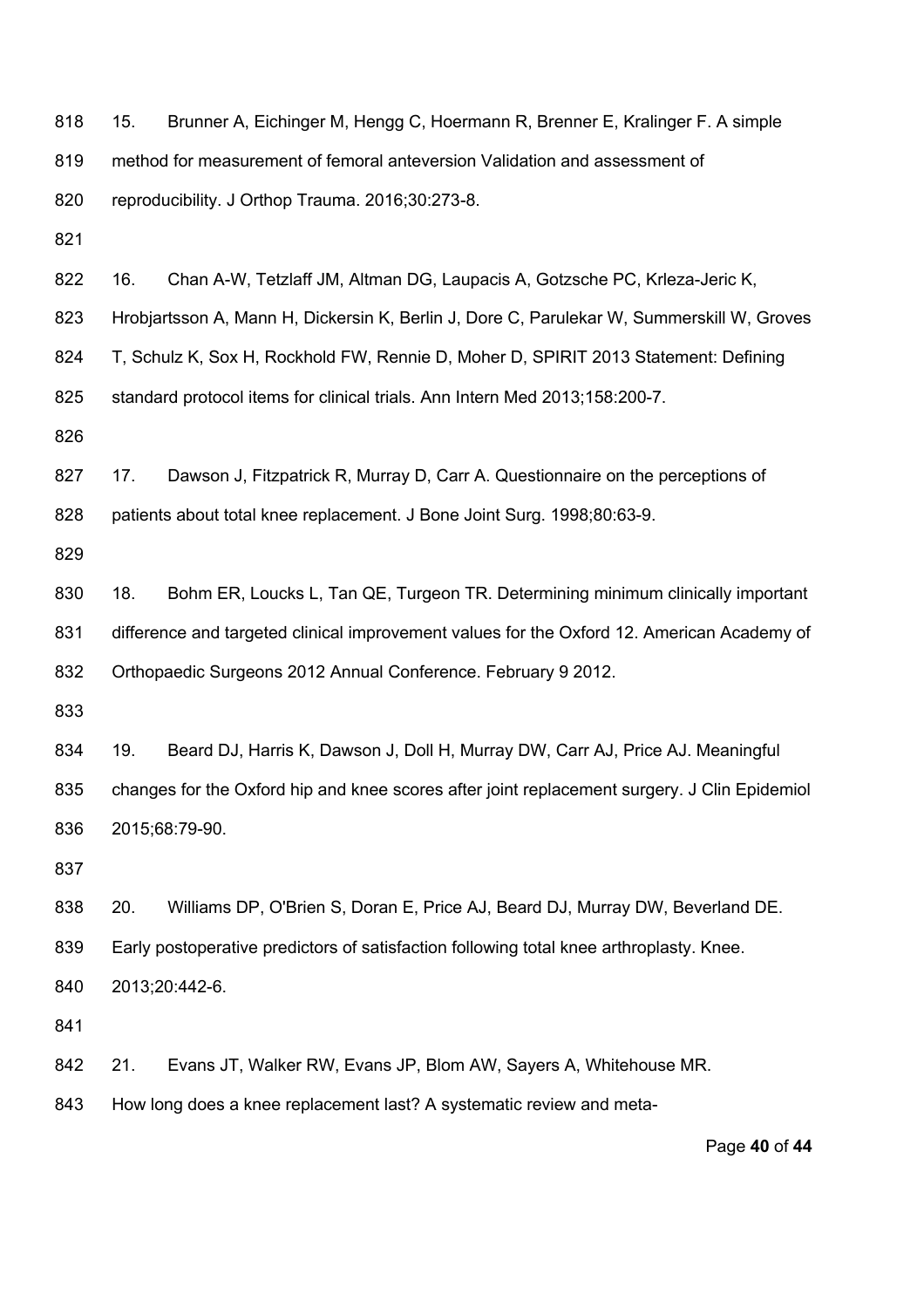15. Brunner A, Eichinger M, Hengg C, Hoermann R, Brenner E, Kralinger F. A simple method for measurement of femoral anteversion Validation and assessment of reproducibility. J Orthop Trauma. 2016;30:273-8.

16. Chan A-W, Tetzlaff JM, Altman DG, Laupacis A, Gotzsche PC, Krleza-Jeric K, Hrobjartsson A, Mann H, Dickersin K, Berlin J, Dore C, Parulekar W, Summerskill W, Groves T, Schulz K, Sox H, Rockhold FW, Rennie D, Moher D, SPIRIT 2013 Statement: Defining standard protocol items for clinical trials. Ann Intern Med 2013;158:200-7.

17. Dawson J, Fitzpatrick R, Murray D, Carr A. Questionnaire on the perceptions of patients about total knee replacement. J Bone Joint Surg. 1998;80:63-9.

18. Bohm ER, Loucks L, Tan QE, Turgeon TR. Determining minimum clinically important difference and targeted clinical improvement values for the Oxford 12. American Academy of Orthopaedic Surgeons 2012 Annual Conference. February 9 2012.

19. Beard DJ, Harris K, Dawson J, Doll H, Murray DW, Carr AJ, Price AJ. Meaningful changes for the Oxford hip and knee scores after joint replacement surgery. J Clin Epidemiol 2015;68:79-90.

20. Williams DP, O'Brien S, Doran E, Price AJ, Beard DJ, Murray DW, Beverland DE. Early postoperative predictors of satisfaction following total knee arthroplasty. Knee. 2013;20:442-6.

21. Evans JT, Walker RW, Evans JP, Blom AW, Sayers A, Whitehouse MR. How long does a knee replacement last? A systematic review and meta-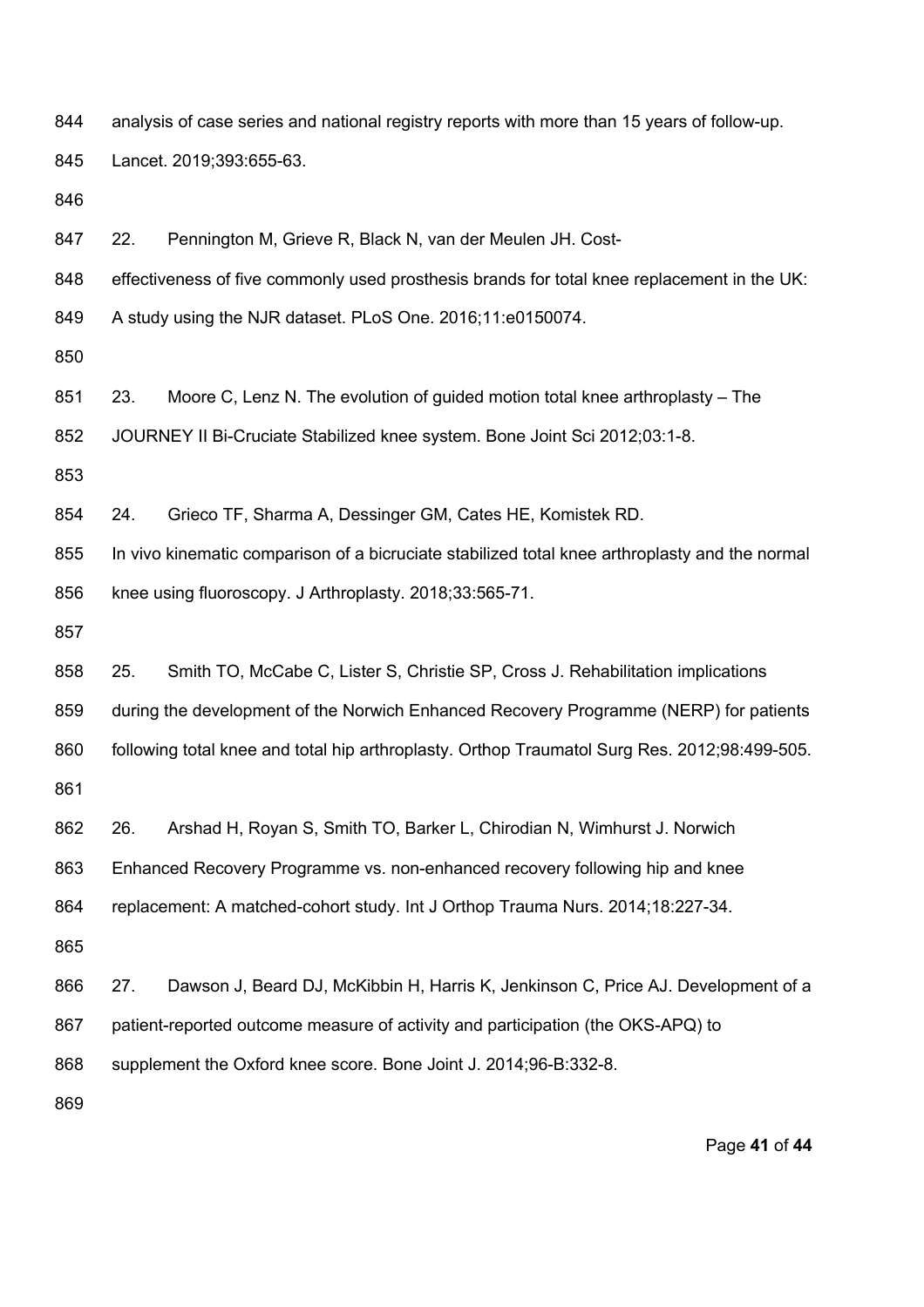analysis of case series and national registry reports with more than 15 years of follow-up. Lancet. 2019;393:655-63.

22. Pennington M, Grieve R, Black N, van der Meulen JH. Cost-effectiveness of five commonly used prosthesis brands for total knee replacement in the UK: A study using the NJR dataset. PLoS One. 2016;11:e0150074.

23. Moore C, Lenz N. The evolution of guided motion total knee arthroplasty – The JOURNEY II Bi-Cruciate Stabilized knee system. Bone Joint Sci 2012;03:1-8.

24. Grieco TF, Sharma A, Dessinger GM, Cates HE, Komistek RD. In vivo kinematic comparison of a bicruciate stabilized total knee arthroplasty and the normal knee using fluoroscopy. J Arthroplasty. 2018;33:565-71.

25. Smith TO, McCabe C, Lister S, Christie SP, Cross J. Rehabilitation implications during the development of the Norwich Enhanced Recovery Programme (NERP) for patients following total knee and total hip arthroplasty. Orthop Traumatol Surg Res. 2012;98:499-505.

26. Arshad H, Royan S, Smith TO, Barker L, Chirodian N, Wimhurst J. Norwich Enhanced Recovery Programme vs. non-enhanced recovery following hip and knee replacement: A matched-cohort study. Int J Orthop Trauma Nurs. 2014;18:227-34.

27. Dawson J, Beard DJ, McKibbin H, Harris K, Jenkinson C, Price AJ. Development of a patient-reported outcome measure of activity and participation (the OKS-APQ) to supplement the Oxford knee score. Bone Joint J. 2014;96-B:332-8.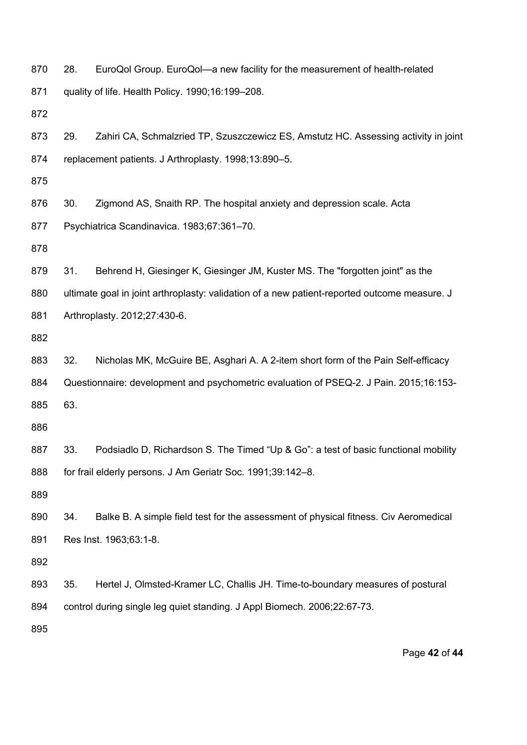28. EuroQol Group. EuroQol—a new facility for the measurement of health-related quality of life. Health Policy. 1990;16:199–208.

29. Zahiri CA, Schmalzried TP, Szuszczewicz ES, Amstutz HC. Assessing activity in joint replacement patients. J Arthroplasty. 1998;13:890–5.

30. Zigmond AS, Snaith RP. The hospital anxiety and depression scale. Acta Psychiatrica Scandinavica. 1983;67:361–70.

31. Behrend H, Giesinger K, Giesinger JM, Kuster MS. The "forgotten joint" as the ultimate goal in joint arthroplasty: validation of a new patient-reported outcome measure. J Arthroplasty. 2012;27:430-6.

32. Nicholas MK, McGuire BE, Asghari A. A 2-item short form of the Pain Self-efficacy Questionnaire: development and psychometric evaluation of PSEQ-2. J Pain. 2015;16:153-63.

33. Podsiadlo D, Richardson S. The Timed "Up & Go": a test of basic functional mobility for frail elderly persons. J Am Geriatr Soc. 1991;39:142–8.

34. Balke B. A simple field test for the assessment of physical fitness. Civ Aeromedical Res Inst. 1963;63:1-8.

35. Hertel J, Olmsted-Kramer LC, Challis JH. Time-to-boundary measures of postural control during single leg quiet standing. J Appl Biomech. 2006;22:67-73.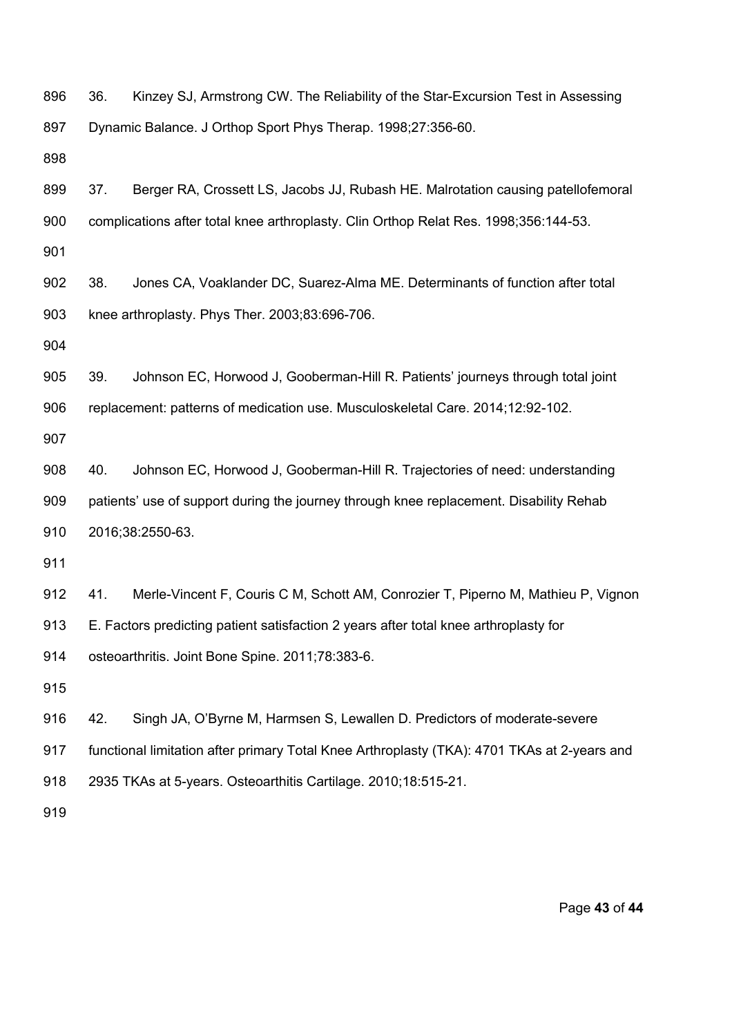36. Kinzey SJ, Armstrong CW. The Reliability of the Star-Excursion Test in Assessing Dynamic Balance. J Orthop Sport Phys Therap. 1998;27:356-60.

37. Berger RA, Crossett LS, Jacobs JJ, Rubash HE. Malrotation causing patellofemoral complications after total knee arthroplasty. Clin Orthop Relat Res. 1998;356:144-53.

38. Jones CA, Voaklander DC, Suarez-Alma ME. Determinants of function after total knee arthroplasty. Phys Ther. 2003;83:696-706.

39. Johnson EC, Horwood J, Gooberman-Hill R. Patients' journeys through total joint replacement: patterns of medication use. Musculoskeletal Care. 2014;12:92-102.

40. Johnson EC, Horwood J, Gooberman-Hill R. Trajectories of need: understanding patients' use of support during the journey through knee replacement. Disability Rehab 2016;38:2550-63.

41. Merle-Vincent F, Couris C M, Schott AM, Conrozier T, Piperno M, Mathieu P, Vignon E. Factors predicting patient satisfaction 2 years after total knee arthroplasty for osteoarthritis. Joint Bone Spine. 2011;78:383-6.

42. Singh JA, O'Byrne M, Harmsen S, Lewallen D. Predictors of moderate-severe functional limitation after primary Total Knee Arthroplasty (TKA): 4701 TKAs at 2-years and 2935 TKAs at 5-years. Osteoarthitis Cartilage. 2010;18:515-21.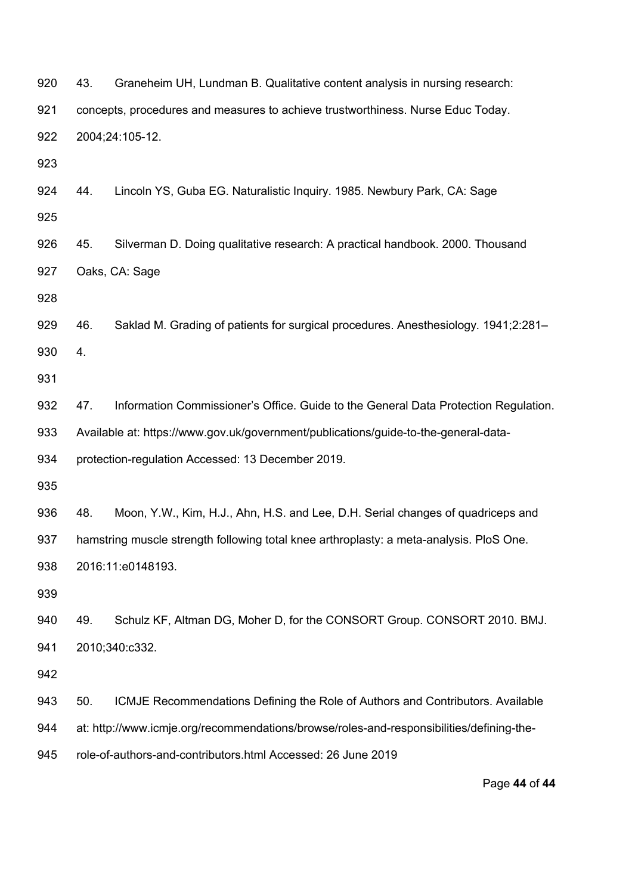43. Graneheim UH, Lundman B. Qualitative content analysis in nursing research: concepts, procedures and measures to achieve trustworthiness. Nurse Educ Today. 2004;24:105-12.

44. Lincoln YS, Guba EG. Naturalistic Inquiry. 1985. Newbury Park, CA: Sage

45. Silverman D. Doing qualitative research: A practical handbook. 2000. Thousand Oaks, CA: Sage

46. Saklad M. Grading of patients for surgical procedures. Anesthesiology. 1941;2:281–4.

47. Information Commissioner's Office. Guide to the General Data Protection Regulation. Available at: https://www.gov.uk/government/publications/guide-to-the-general-data-protection-regulation Accessed: 13 December 2019.

48. Moon, Y.W., Kim, H.J., Ahn, H.S. and Lee, D.H. Serial changes of quadriceps and hamstring muscle strength following total knee arthroplasty: a meta-analysis. PloS One. 2016:11:e0148193.

49. Schulz KF, Altman DG, Moher D, for the CONSORT Group. CONSORT 2010. BMJ. 2010;340:c332.

50. ICMJE Recommendations Defining the Role of Authors and Contributors. Available at: http://www.icmje.org/recommendations/browse/roles-and-responsibilities/defining-the-role-of-authors-and-contributors.html Accessed: 26 June 2019